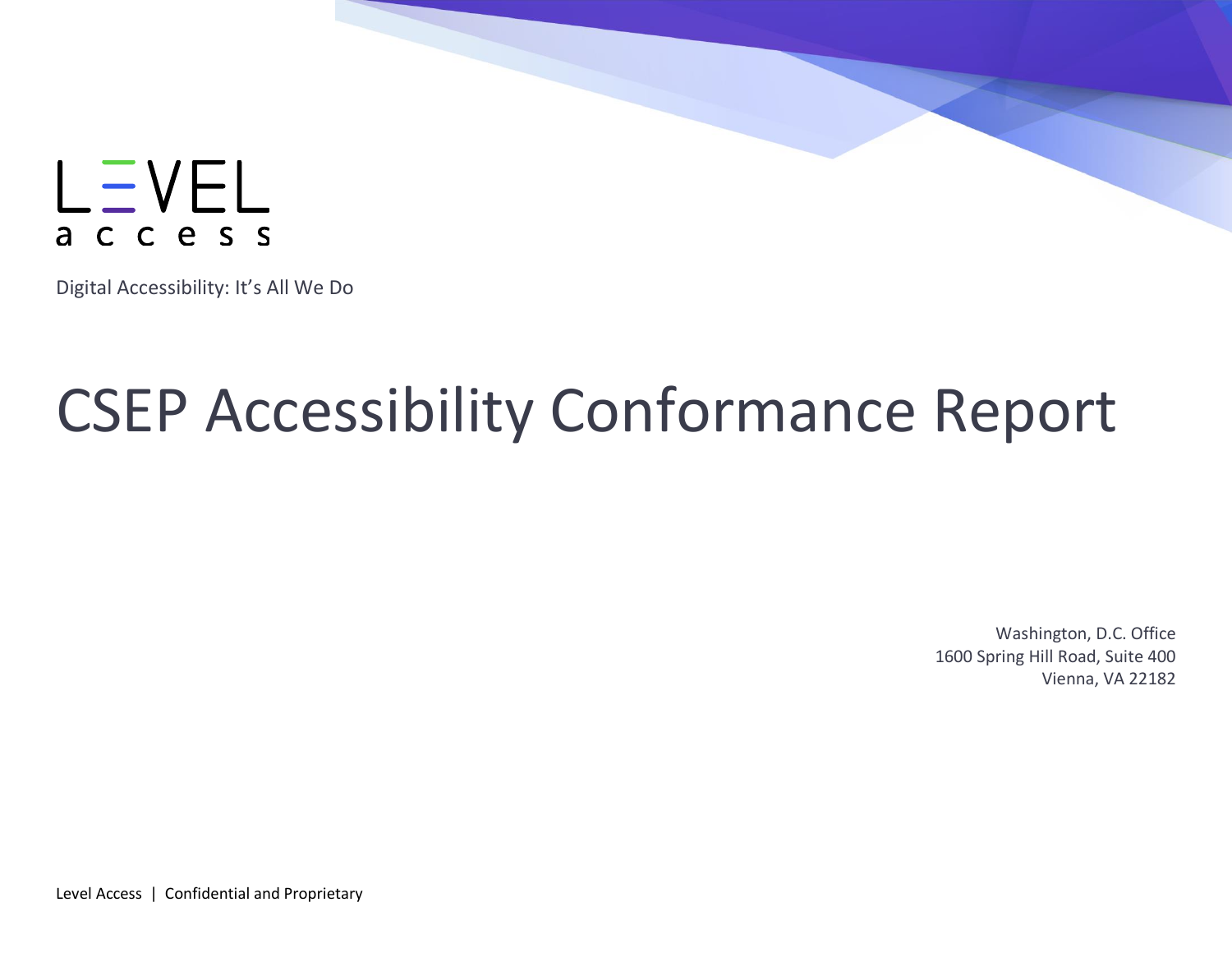LEVEL access

Digital Accessibility: It's All We Do

# CSEP Accessibility Conformance Report

Washington, D.C. Office
1600 Spring Hill Road, Suite 400
Vienna, VA 22182

Level Access | Confidential and Proprietary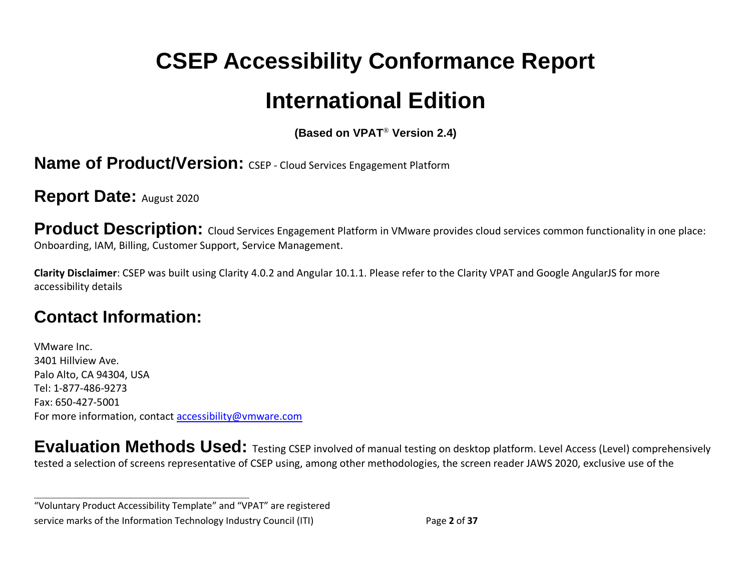# CSEP Accessibility Conformance Report

# International Edition

**(Based on VPAT® Version 2.4)**

## Name of Product/Version: CSEP - Cloud Services Engagement Platform

## Report Date: August 2020

## Product Description: Cloud Services Engagement Platform in VMware provides cloud services common functionality in one place: Onboarding, IAM, Billing, Customer Support, Service Management.

**Clarity Disclaimer**: CSEP was built using Clarity 4.0.2 and Angular 10.1.1. Please refer to the Clarity VPAT and Google AngularJS for more accessibility details

## Contact Information:

VMware Inc.
3401 Hillview Ave.
Palo Alto, CA 94304, USA
Tel: 1-877-486-9273
Fax: 650-427-5001
For more information, contact [accessibility@vmware.com](mailto:accessibility@vmware.com)

## Evaluation Methods Used: Testing CSEP involved of manual testing on desktop platform. Level Access (Level) comprehensively tested a selection of screens representative of CSEP using, among other methodologies, the screen reader JAWS 2020, exclusive use of the

---

"Voluntary Product Accessibility Template" and "VPAT" are registered service marks of the Information Technology Industry Council (ITI)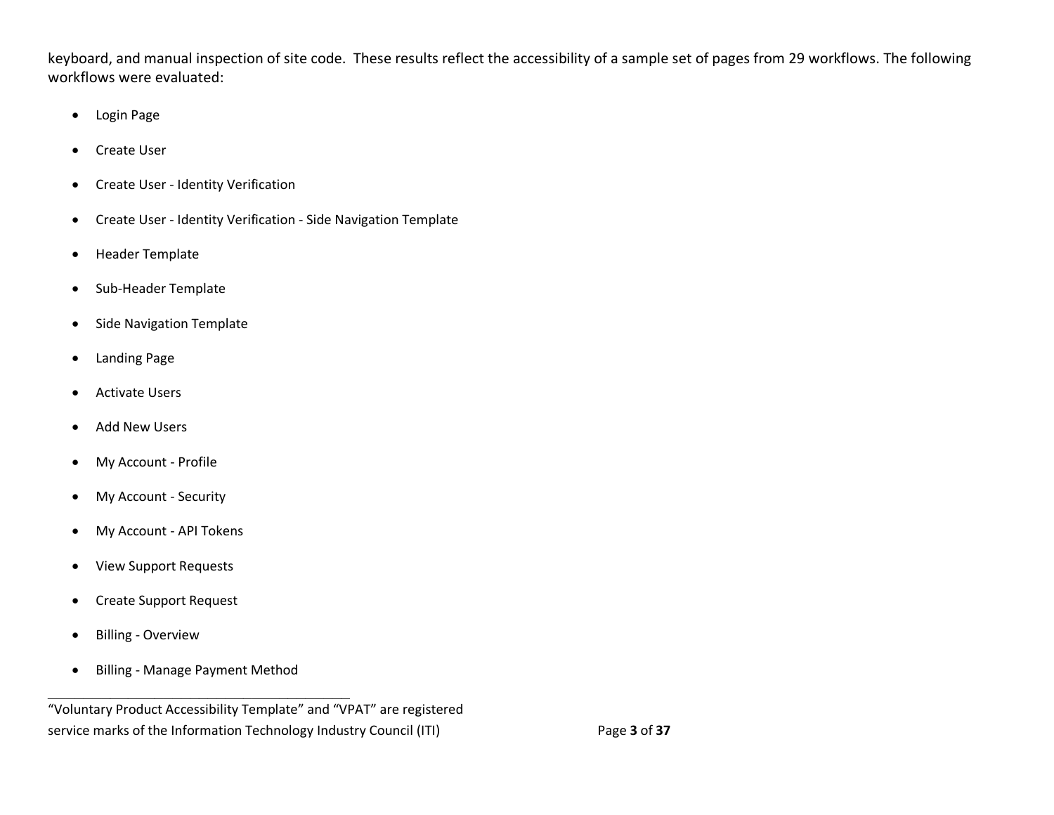keyboard, and manual inspection of site code. These results reflect the accessibility of a sample set of pages from 29 workflows. The following workflows were evaluated:

- Login Page
- Create User
- Create User - Identity Verification
- Create User - Identity Verification - Side Navigation Template
- Header Template
- Sub-Header Template
- Side Navigation Template
- Landing Page
- Activate Users
- Add New Users
- My Account - Profile
- My Account - Security
- My Account - API Tokens
- View Support Requests
- Create Support Request
- Billing - Overview
- Billing - Manage Payment Method

"Voluntary Product Accessibility Template" and "VPAT" are registered service marks of the Information Technology Industry Council (ITI)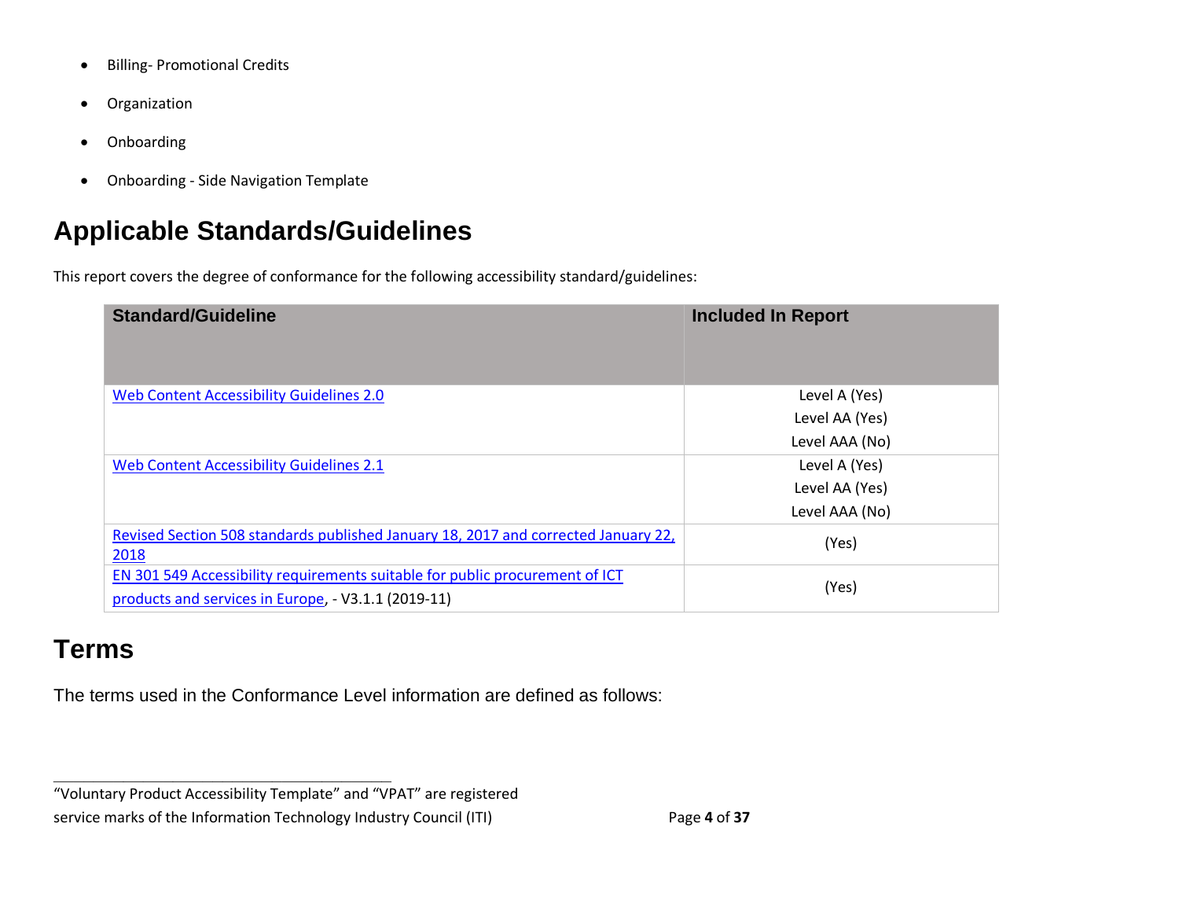- Billing- Promotional Credits
- Organization
- Onboarding
- Onboarding - Side Navigation Template

## Applicable Standards/Guidelines

This report covers the degree of conformance for the following accessibility standard/guidelines:

| Standard/Guideline | Included In Report |
|---|---|
| Web Content Accessibility Guidelines 2.0 | Level A (Yes)<br>Level AA (Yes)<br>Level AAA (No) |
| Web Content Accessibility Guidelines 2.1 | Level A (Yes)<br>Level AA (Yes)<br>Level AAA (No) |
| Revised Section 508 standards published January 18, 2017 and corrected January 22, 2018 | (Yes) |
| EN 301 549 Accessibility requirements suitable for public procurement of ICT products and services in Europe, - V3.1.1 (2019-11) | (Yes) |

## Terms

The terms used in the Conformance Level information are defined as follows: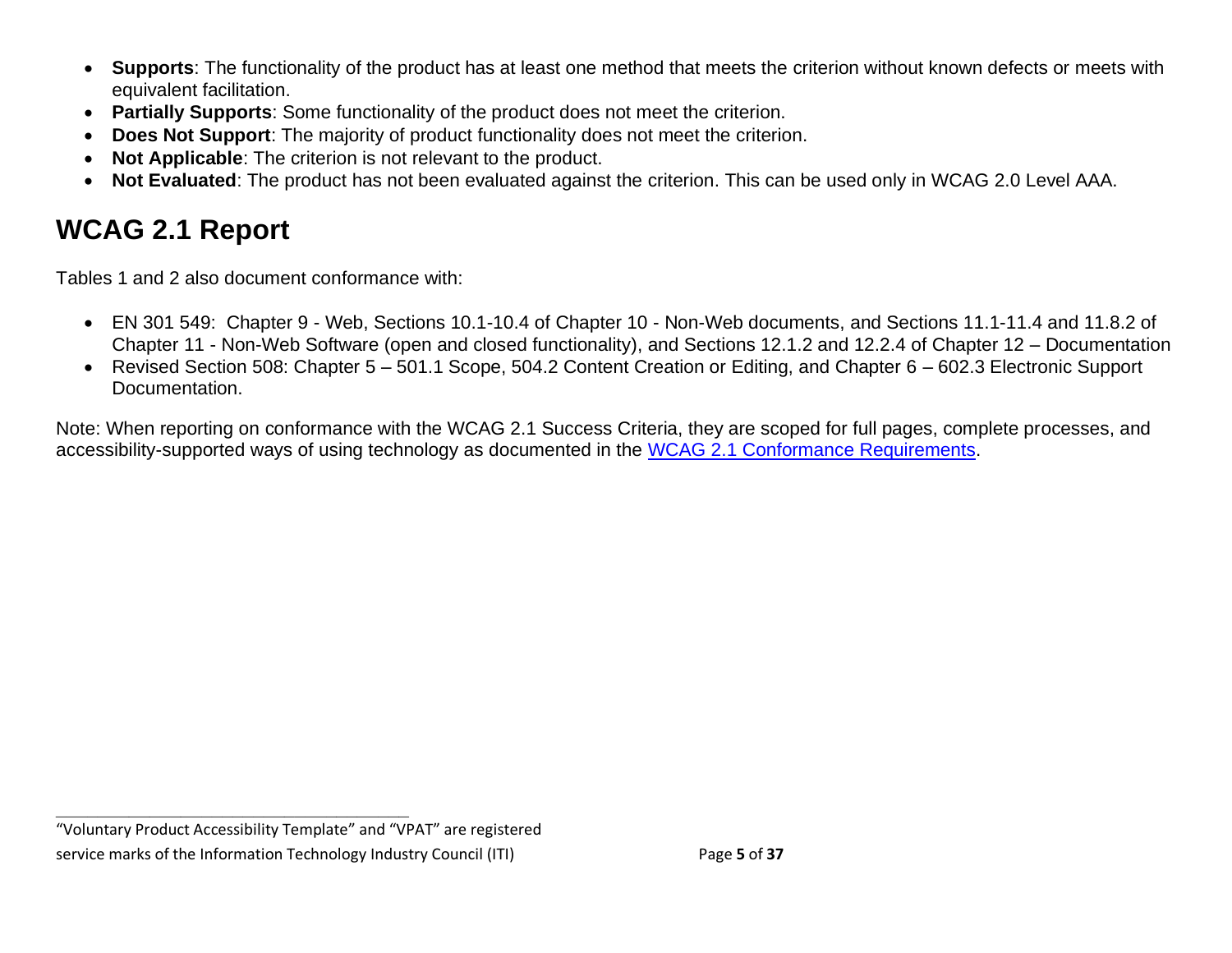- **Supports**: The functionality of the product has at least one method that meets the criterion without known defects or meets with equivalent facilitation.
- **Partially Supports**: Some functionality of the product does not meet the criterion.
- **Does Not Support**: The majority of product functionality does not meet the criterion.
- **Not Applicable**: The criterion is not relevant to the product.
- **Not Evaluated**: The product has not been evaluated against the criterion. This can be used only in WCAG 2.0 Level AAA.

## WCAG 2.1 Report

Tables 1 and 2 also document conformance with:

- EN 301 549: Chapter 9 - Web, Sections 10.1-10.4 of Chapter 10 - Non-Web documents, and Sections 11.1-11.4 and 11.8.2 of Chapter 11 - Non-Web Software (open and closed functionality), and Sections 12.1.2 and 12.2.4 of Chapter 12 – Documentation
- Revised Section 508: Chapter 5 – 501.1 Scope, 504.2 Content Creation or Editing, and Chapter 6 – 602.3 Electronic Support Documentation.

Note: When reporting on conformance with the WCAG 2.1 Success Criteria, they are scoped for full pages, complete processes, and accessibility-supported ways of using technology as documented in the WCAG 2.1 Conformance Requirements.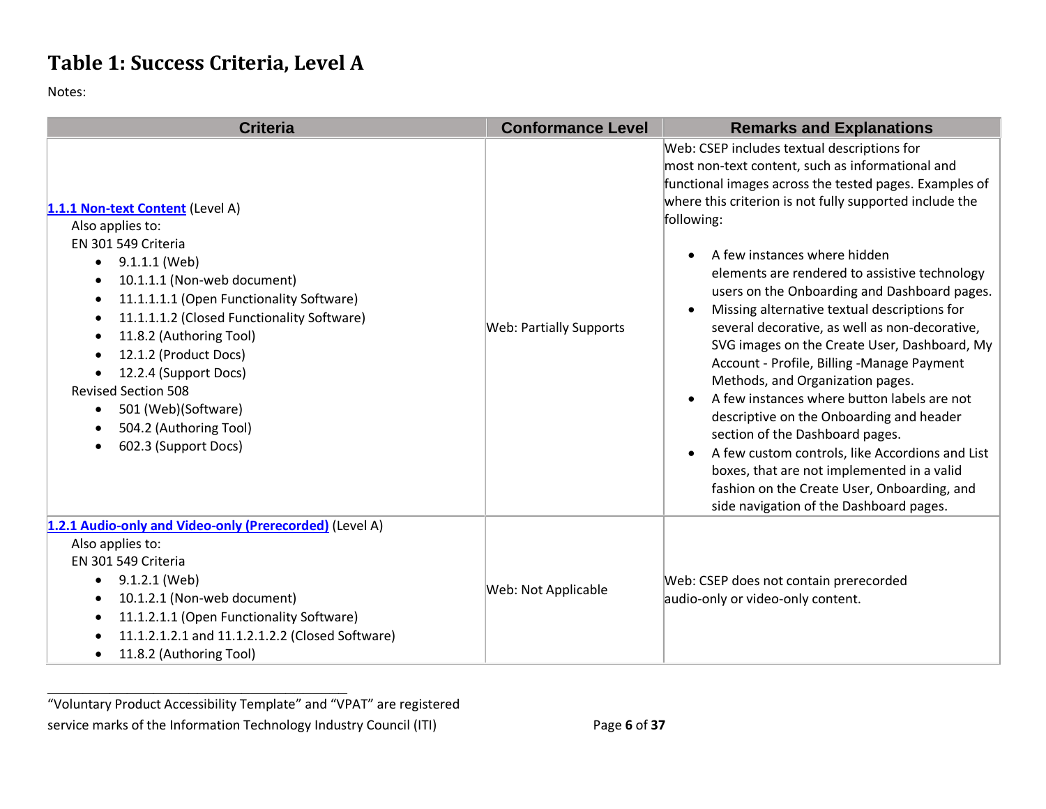# Table 1: Success Criteria, Level A

Notes:

| Criteria | Conformance Level | Remarks and Explanations |
|---|---|---|
| [1.1.1 Non-text Content](#) (Level A)<br>Also applies to:<br>EN 301 549 Criteria<br>• 9.1.1.1 (Web)<br>• 10.1.1.1 (Non-web document)<br>• 11.1.1.1.1 (Open Functionality Software)<br>• 11.1.1.1.2 (Closed Functionality Software)<br>• 11.8.2 (Authoring Tool)<br>• 12.1.2 (Product Docs)<br>• 12.2.4 (Support Docs)<br>Revised Section 508<br>• 501 (Web)(Software)<br>• 504.2 (Authoring Tool)<br>• 602.3 (Support Docs) | Web: Partially Supports | Web: CSEP includes textual descriptions for most non-text content, such as informational and functional images across the tested pages. Examples of where this criterion is not fully supported include the following:<br>• A few instances where hidden elements are rendered to assistive technology users on the Onboarding and Dashboard pages.<br>• Missing alternative textual descriptions for several decorative, as well as non-decorative, SVG images on the Create User, Dashboard, My Account - Profile, Billing -Manage Payment Methods, and Organization pages.<br>• A few instances where button labels are not descriptive on the Onboarding and header section of the Dashboard pages.<br>• A few custom controls, like Accordions and List boxes, that are not implemented in a valid fashion on the Create User, Onboarding, and side navigation of the Dashboard pages. |
| [1.2.1 Audio-only and Video-only (Prerecorded)](#) (Level A)<br>Also applies to:<br>EN 301 549 Criteria<br>• 9.1.2.1 (Web)<br>• 10.1.2.1 (Non-web document)<br>• 11.1.2.1.1 (Open Functionality Software)<br>• 11.1.2.1.2.1 and 11.1.2.1.2.2 (Closed Software)<br>• 11.8.2 (Authoring Tool) | Web: Not Applicable | Web: CSEP does not contain prerecorded audio-only or video-only content. |

"Voluntary Product Accessibility Template" and "VPAT" are registered service marks of the Information Technology Industry Council (ITI)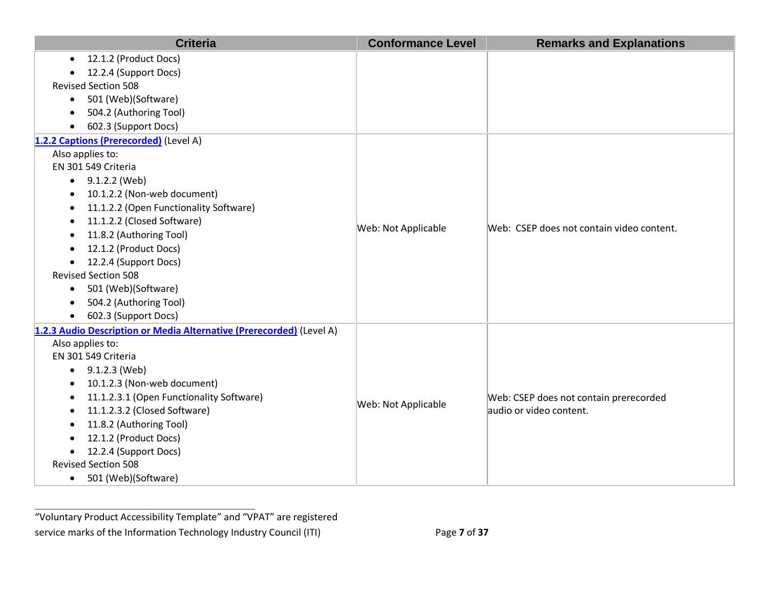| Criteria | Conformance Level | Remarks and Explanations |
|---|---|---|
| <ul><li>12.1.2 (Product Docs)</li><li>12.2.4 (Support Docs)</li></ul>Revised Section 508<ul><li>501 (Web)(Software)</li><li>504.2 (Authoring Tool)</li><li>602.3 (Support Docs)</li></ul> | | |
| [1.2.2 Captions (Prerecorded)]() (Level A)<br>Also applies to:<br>EN 301 549 Criteria<ul><li>9.1.2.2 (Web)</li><li>10.1.2.2 (Non-web document)</li><li>11.1.2.2 (Open Functionality Software)</li><li>11.1.2.2 (Closed Software)</li><li>11.8.2 (Authoring Tool)</li><li>12.1.2 (Product Docs)</li><li>12.2.4 (Support Docs)</li></ul>Revised Section 508<ul><li>501 (Web)(Software)</li><li>504.2 (Authoring Tool)</li><li>602.3 (Support Docs)</li></ul> | Web: Not Applicable | Web: CSEP does not contain video content. |
| [1.2.3 Audio Description or Media Alternative (Prerecorded)]() (Level A)<br>Also applies to:<br>EN 301 549 Criteria<ul><li>9.1.2.3 (Web)</li><li>10.1.2.3 (Non-web document)</li><li>11.1.2.3.1 (Open Functionality Software)</li><li>11.1.2.3.2 (Closed Software)</li><li>11.8.2 (Authoring Tool)</li><li>12.1.2 (Product Docs)</li><li>12.2.4 (Support Docs)</li></ul>Revised Section 508<ul><li>501 (Web)(Software)</li></ul> | Web: Not Applicable | Web: CSEP does not contain prerecorded audio or video content. |

"Voluntary Product Accessibility Template" and "VPAT" are registered service marks of the Information Technology Industry Council (ITI)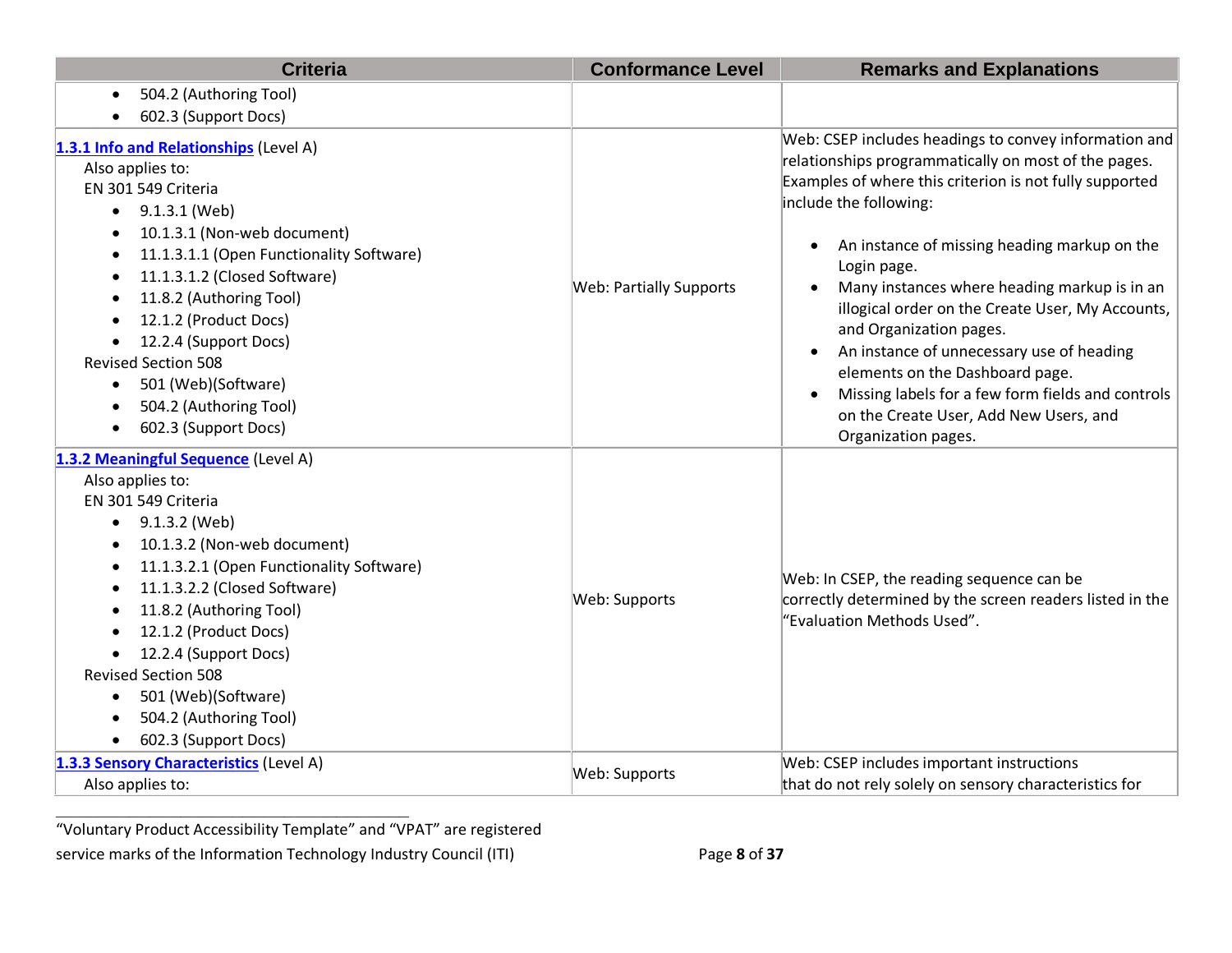| Criteria | Conformance Level | Remarks and Explanations |
|---|---|---|
| • 504.2 (Authoring Tool)<br>• 602.3 (Support Docs) | | |
| **1.3.1 Info and Relationships** (Level A)<br>Also applies to:<br>EN 301 549 Criteria<br>• 9.1.3.1 (Web)<br>• 10.1.3.1 (Non-web document)<br>• 11.1.3.1.1 (Open Functionality Software)<br>• 11.1.3.1.2 (Closed Software)<br>• 11.8.2 (Authoring Tool)<br>• 12.1.2 (Product Docs)<br>• 12.2.4 (Support Docs)<br>Revised Section 508<br>• 501 (Web)(Software)<br>• 504.2 (Authoring Tool)<br>• 602.3 (Support Docs) | Web: Partially Supports | Web: CSEP includes headings to convey information and relationships programmatically on most of the pages. Examples of where this criterion is not fully supported include the following:<br>• An instance of missing heading markup on the Login page.<br>• Many instances where heading markup is in an illogical order on the Create User, My Accounts, and Organization pages.<br>• An instance of unnecessary use of heading elements on the Dashboard page.<br>• Missing labels for a few form fields and controls on the Create User, Add New Users, and Organization pages. |
| **1.3.2 Meaningful Sequence** (Level A)<br>Also applies to:<br>EN 301 549 Criteria<br>• 9.1.3.2 (Web)<br>• 10.1.3.2 (Non-web document)<br>• 11.1.3.2.1 (Open Functionality Software)<br>• 11.1.3.2.2 (Closed Software)<br>• 11.8.2 (Authoring Tool)<br>• 12.1.2 (Product Docs)<br>• 12.2.4 (Support Docs)<br>Revised Section 508<br>• 501 (Web)(Software)<br>• 504.2 (Authoring Tool)<br>• 602.3 (Support Docs) | Web: Supports | Web: In CSEP, the reading sequence can be correctly determined by the screen readers listed in the "Evaluation Methods Used". |
| **1.3.3 Sensory Characteristics** (Level A)<br>Also applies to: | Web: Supports | Web: CSEP includes important instructions that do not rely solely on sensory characteristics for |

"Voluntary Product Accessibility Template" and "VPAT" are registered service marks of the Information Technology Industry Council (ITI)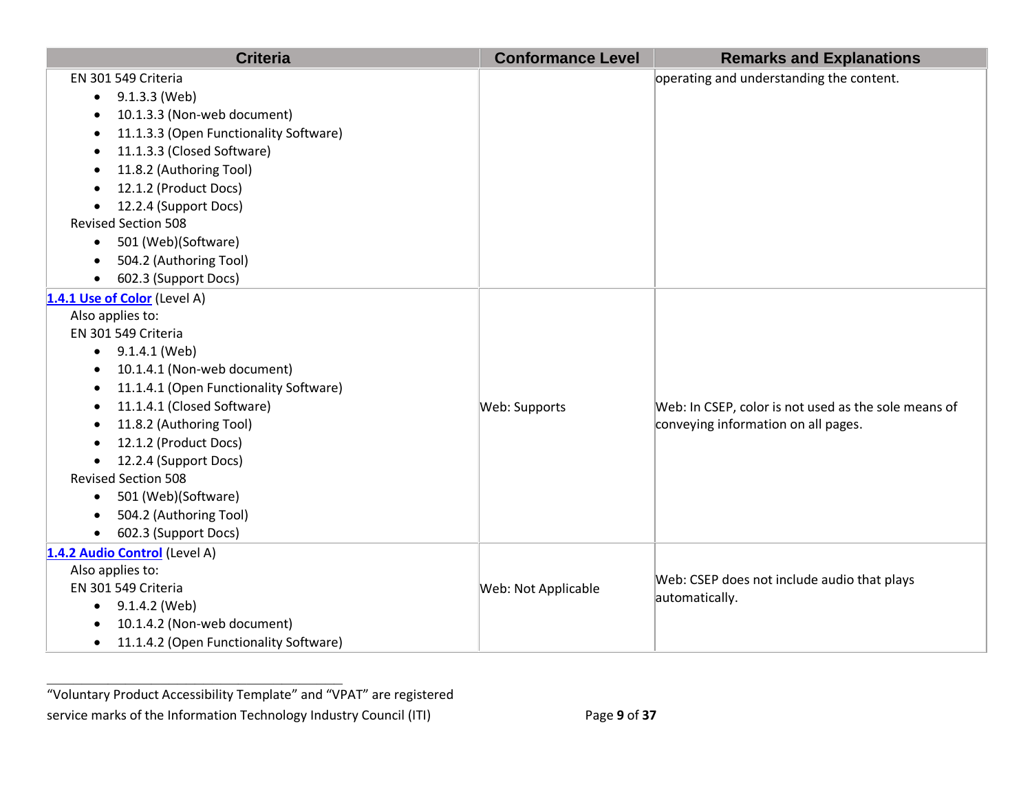| Criteria | Conformance Level | Remarks and Explanations |
| --- | --- | --- |
| EN 301 549 Criteria<br>• 9.1.3.3 (Web)<br>• 10.1.3.3 (Non-web document)<br>• 11.1.3.3 (Open Functionality Software)<br>• 11.1.3.3 (Closed Software)<br>• 11.8.2 (Authoring Tool)<br>• 12.1.2 (Product Docs)<br>• 12.2.4 (Support Docs)<br>Revised Section 508<br>• 501 (Web)(Software)<br>• 504.2 (Authoring Tool)<br>• 602.3 (Support Docs) | | operating and understanding the content. |
| **1.4.1 Use of Color** (Level A)<br>Also applies to:<br>EN 301 549 Criteria<br>• 9.1.4.1 (Web)<br>• 10.1.4.1 (Non-web document)<br>• 11.1.4.1 (Open Functionality Software)<br>• 11.1.4.1 (Closed Software)<br>• 11.8.2 (Authoring Tool)<br>• 12.1.2 (Product Docs)<br>• 12.2.4 (Support Docs)<br>Revised Section 508<br>• 501 (Web)(Software)<br>• 504.2 (Authoring Tool)<br>• 602.3 (Support Docs) | Web: Supports | Web: In CSEP, color is not used as the sole means of conveying information on all pages. |
| **1.4.2 Audio Control** (Level A)<br>Also applies to:<br>EN 301 549 Criteria<br>• 9.1.4.2 (Web)<br>• 10.1.4.2 (Non-web document)<br>• 11.1.4.2 (Open Functionality Software) | Web: Not Applicable | Web: CSEP does not include audio that plays automatically. |

"Voluntary Product Accessibility Template" and "VPAT" are registered service marks of the Information Technology Industry Council (ITI)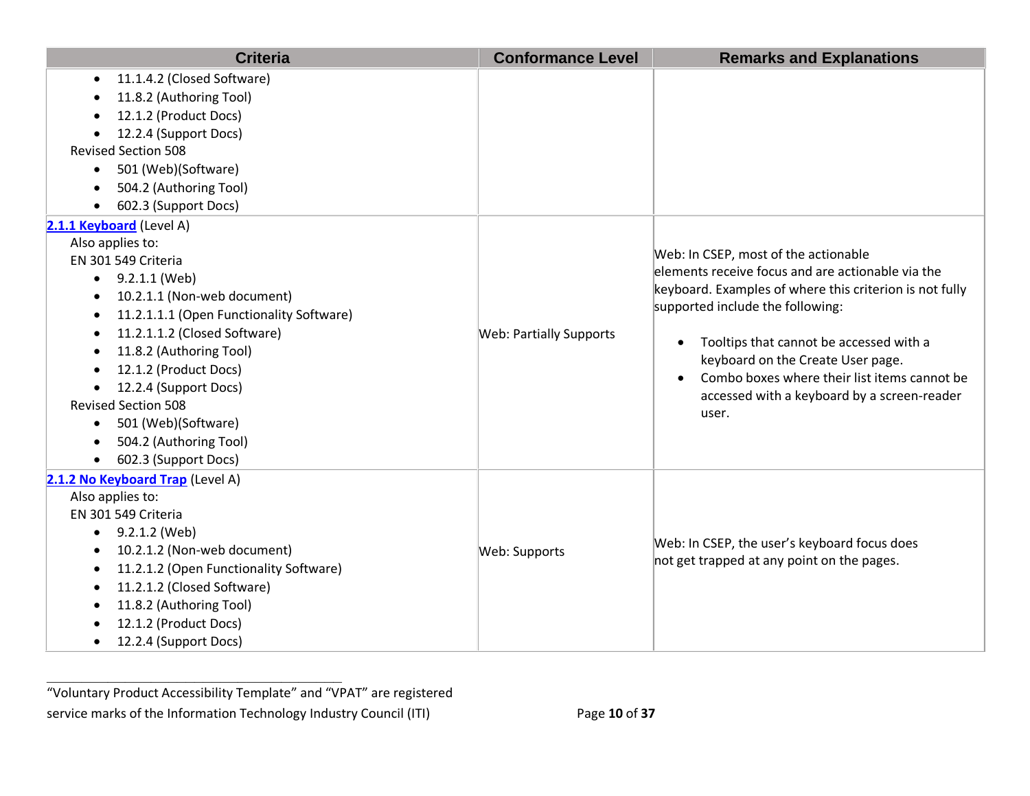| Criteria | Conformance Level | Remarks and Explanations |
|---|---|---|
| <ul><li>11.1.4.2 (Closed Software)</li><li>11.8.2 (Authoring Tool)</li><li>12.1.2 (Product Docs)</li><li>12.2.4 (Support Docs)</li></ul>Revised Section 508<ul><li>501 (Web)(Software)</li><li>504.2 (Authoring Tool)</li><li>602.3 (Support Docs)</li></ul> | | |
| **[2.1.1 Keyboard]** (Level A)<br>Also applies to:<br>EN 301 549 Criteria<ul><li>9.2.1.1 (Web)</li><li>10.2.1.1 (Non-web document)</li><li>11.2.1.1.1 (Open Functionality Software)</li><li>11.2.1.1.2 (Closed Software)</li><li>11.8.2 (Authoring Tool)</li><li>12.1.2 (Product Docs)</li><li>12.2.4 (Support Docs)</li></ul>Revised Section 508<ul><li>501 (Web)(Software)</li><li>504.2 (Authoring Tool)</li><li>602.3 (Support Docs)</li></ul> | Web: Partially Supports | Web: In CSEP, most of the actionable elements receive focus and are actionable via the keyboard. Examples of where this criterion is not fully supported include the following:<ul><li>Tooltips that cannot be accessed with a keyboard on the Create User page.</li><li>Combo boxes where their list items cannot be accessed with a keyboard by a screen-reader user.</li></ul> |
| **[2.1.2 No Keyboard Trap]** (Level A)<br>Also applies to:<br>EN 301 549 Criteria<ul><li>9.2.1.2 (Web)</li><li>10.2.1.2 (Non-web document)</li><li>11.2.1.2 (Open Functionality Software)</li><li>11.2.1.2 (Closed Software)</li><li>11.8.2 (Authoring Tool)</li><li>12.1.2 (Product Docs)</li><li>12.2.4 (Support Docs)</li></ul> | Web: Supports | Web: In CSEP, the user's keyboard focus does not get trapped at any point on the pages. |

"Voluntary Product Accessibility Template" and "VPAT" are registered service marks of the Information Technology Industry Council (ITI)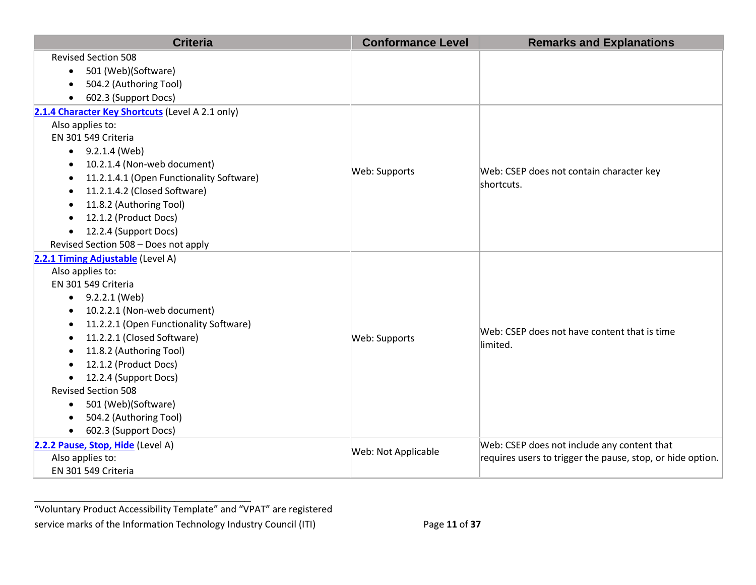| Criteria | Conformance Level | Remarks and Explanations |
|---|---|---|
| Revised Section 508<br>• 501 (Web)(Software)<br>• 504.2 (Authoring Tool)<br>• 602.3 (Support Docs) | | |
| [2.1.4 Character Key Shortcuts](#) (Level A 2.1 only)<br>Also applies to:<br>EN 301 549 Criteria<br>• 9.2.1.4 (Web)<br>• 10.2.1.4 (Non-web document)<br>• 11.2.1.4.1 (Open Functionality Software)<br>• 11.2.1.4.2 (Closed Software)<br>• 11.8.2 (Authoring Tool)<br>• 12.1.2 (Product Docs)<br>• 12.2.4 (Support Docs)<br>Revised Section 508 – Does not apply | Web: Supports | Web: CSEP does not contain character key shortcuts. |
| [2.2.1 Timing Adjustable](#) (Level A)<br>Also applies to:<br>EN 301 549 Criteria<br>• 9.2.2.1 (Web)<br>• 10.2.2.1 (Non-web document)<br>• 11.2.2.1 (Open Functionality Software)<br>• 11.2.2.1 (Closed Software)<br>• 11.8.2 (Authoring Tool)<br>• 12.1.2 (Product Docs)<br>• 12.2.4 (Support Docs)<br>Revised Section 508<br>• 501 (Web)(Software)<br>• 504.2 (Authoring Tool)<br>• 602.3 (Support Docs) | Web: Supports | Web: CSEP does not have content that is time limited. |
| [2.2.2 Pause, Stop, Hide](#) (Level A)<br>Also applies to:<br>EN 301 549 Criteria | Web: Not Applicable | Web: CSEP does not include any content that requires users to trigger the pause, stop, or hide option. |

"Voluntary Product Accessibility Template" and "VPAT" are registered service marks of the Information Technology Industry Council (ITI)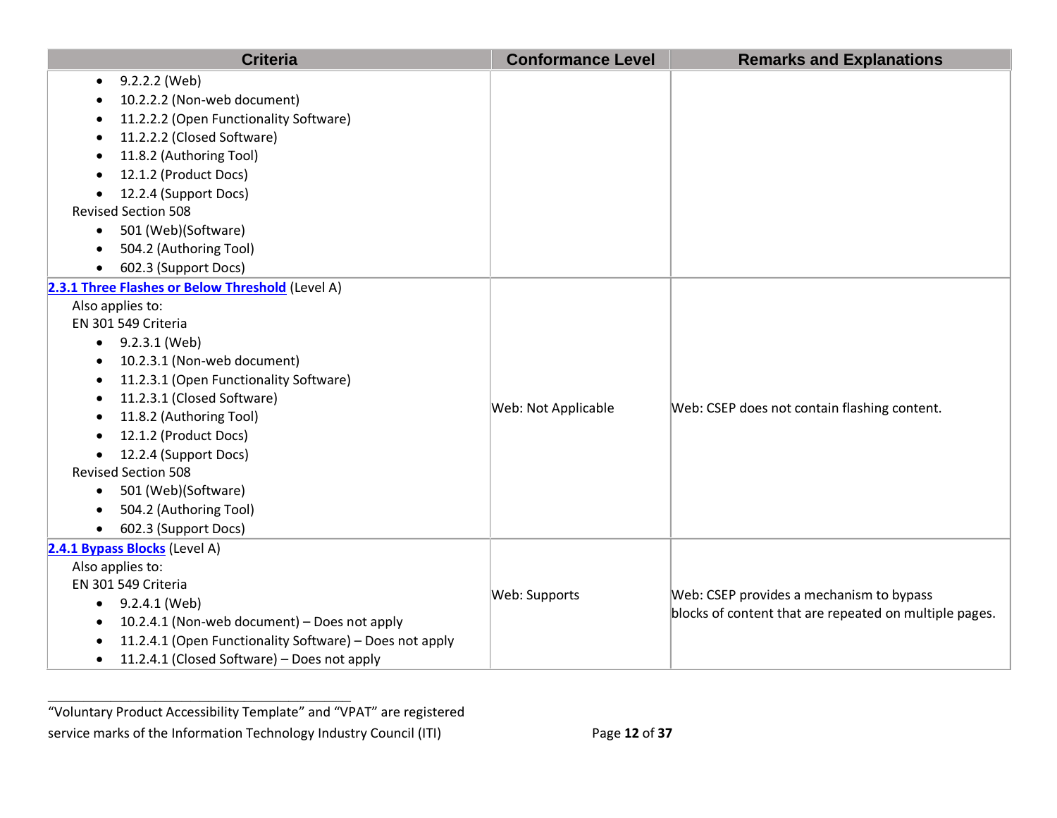| Criteria | Conformance Level | Remarks and Explanations |
|---|---|---|
| <ul><li>9.2.2.2 (Web)</li><li>10.2.2.2 (Non-web document)</li><li>11.2.2.2 (Open Functionality Software)</li><li>11.2.2.2 (Closed Software)</li><li>11.8.2 (Authoring Tool)</li><li>12.1.2 (Product Docs)</li><li>12.2.4 (Support Docs)</li></ul>Revised Section 508<ul><li>501 (Web)(Software)</li><li>504.2 (Authoring Tool)</li><li>602.3 (Support Docs)</li></ul> | | |
| **2.3.1 Three Flashes or Below Threshold** (Level A)<br>Also applies to:<br>EN 301 549 Criteria<ul><li>9.2.3.1 (Web)</li><li>10.2.3.1 (Non-web document)</li><li>11.2.3.1 (Open Functionality Software)</li><li>11.2.3.1 (Closed Software)</li><li>11.8.2 (Authoring Tool)</li><li>12.1.2 (Product Docs)</li><li>12.2.4 (Support Docs)</li></ul>Revised Section 508<ul><li>501 (Web)(Software)</li><li>504.2 (Authoring Tool)</li><li>602.3 (Support Docs)</li></ul> | Web: Not Applicable | Web: CSEP does not contain flashing content. |
| **2.4.1 Bypass Blocks** (Level A)<br>Also applies to:<br>EN 301 549 Criteria<ul><li>9.2.4.1 (Web)</li><li>10.2.4.1 (Non-web document) – Does not apply</li><li>11.2.4.1 (Open Functionality Software) – Does not apply</li><li>11.2.4.1 (Closed Software) – Does not apply</li></ul> | Web: Supports | Web: CSEP provides a mechanism to bypass blocks of content that are repeated on multiple pages. |

"Voluntary Product Accessibility Template" and "VPAT" are registered service marks of the Information Technology Industry Council (ITI)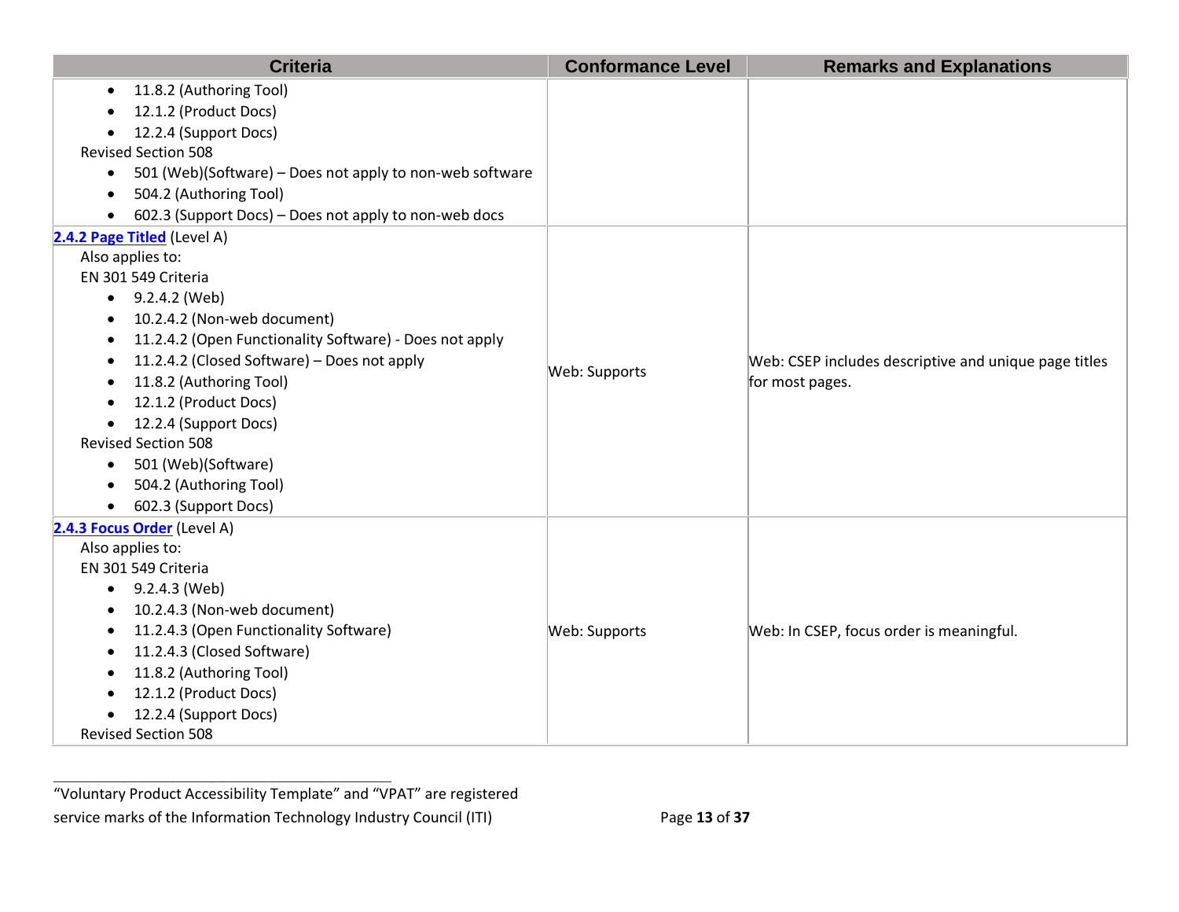| Criteria | Conformance Level | Remarks and Explanations |
| --- | --- | --- |
| <ul><li>11.8.2 (Authoring Tool)</li><li>12.1.2 (Product Docs)</li><li>12.2.4 (Support Docs)</li></ul>Revised Section 508<ul><li>501 (Web)(Software) – Does not apply to non-web software</li><li>504.2 (Authoring Tool)</li><li>602.3 (Support Docs) – Does not apply to non-web docs</li></ul> | | |
| **2.4.2 Page Titled** (Level A)<br>Also applies to:<br>EN 301 549 Criteria<ul><li>9.2.4.2 (Web)</li><li>10.2.4.2 (Non-web document)</li><li>11.2.4.2 (Open Functionality Software) - Does not apply</li><li>11.2.4.2 (Closed Software) – Does not apply</li><li>11.8.2 (Authoring Tool)</li><li>12.1.2 (Product Docs)</li><li>12.2.4 (Support Docs)</li></ul>Revised Section 508<ul><li>501 (Web)(Software)</li><li>504.2 (Authoring Tool)</li><li>602.3 (Support Docs)</li></ul> | Web: Supports | Web: CSEP includes descriptive and unique page titles for most pages. |
| **2.4.3 Focus Order** (Level A)<br>Also applies to:<br>EN 301 549 Criteria<ul><li>9.2.4.3 (Web)</li><li>10.2.4.3 (Non-web document)</li><li>11.2.4.3 (Open Functionality Software)</li><li>11.2.4.3 (Closed Software)</li><li>11.8.2 (Authoring Tool)</li><li>12.1.2 (Product Docs)</li><li>12.2.4 (Support Docs)</li></ul>Revised Section 508 | Web: Supports | Web: In CSEP, focus order is meaningful. |

"Voluntary Product Accessibility Template" and "VPAT" are registered service marks of the Information Technology Industry Council (ITI)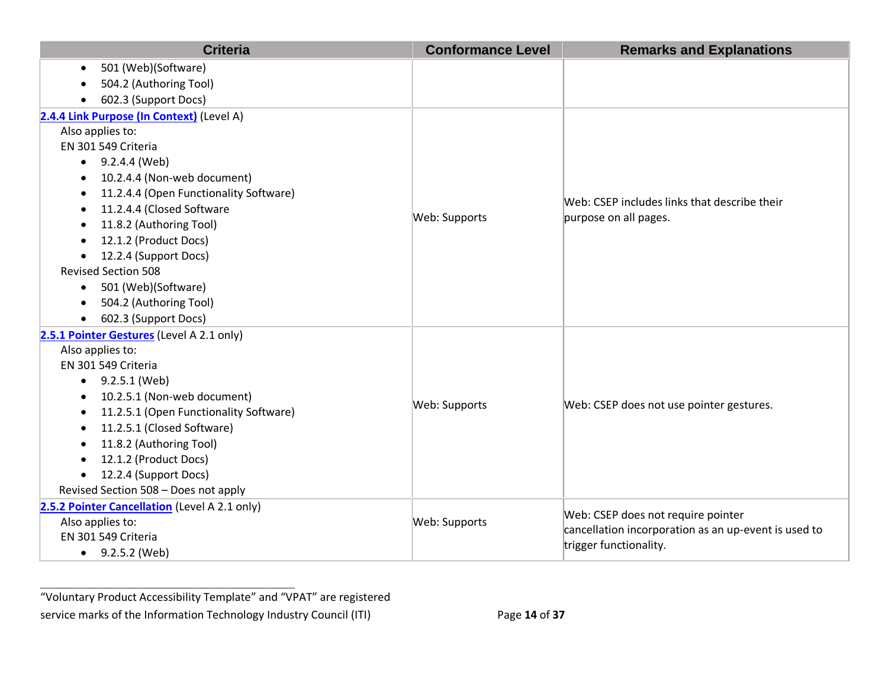| Criteria | Conformance Level | Remarks and Explanations |
|---|---|---|
| • 501 (Web)(Software)<br>• 504.2 (Authoring Tool)<br>• 602.3 (Support Docs) | | |
| **2.4.4 Link Purpose (In Context)** (Level A)<br>Also applies to:<br>EN 301 549 Criteria<br>• 9.2.4.4 (Web)<br>• 10.2.4.4 (Non-web document)<br>• 11.2.4.4 (Open Functionality Software)<br>• 11.2.4.4 (Closed Software<br>• 11.8.2 (Authoring Tool)<br>• 12.1.2 (Product Docs)<br>• 12.2.4 (Support Docs)<br>Revised Section 508<br>• 501 (Web)(Software)<br>• 504.2 (Authoring Tool)<br>• 602.3 (Support Docs) | Web: Supports | Web: CSEP includes links that describe their purpose on all pages. |
| **2.5.1 Pointer Gestures** (Level A 2.1 only)<br>Also applies to:<br>EN 301 549 Criteria<br>• 9.2.5.1 (Web)<br>• 10.2.5.1 (Non-web document)<br>• 11.2.5.1 (Open Functionality Software)<br>• 11.2.5.1 (Closed Software)<br>• 11.8.2 (Authoring Tool)<br>• 12.1.2 (Product Docs)<br>• 12.2.4 (Support Docs)<br>Revised Section 508 – Does not apply | Web: Supports | Web: CSEP does not use pointer gestures. |
| **2.5.2 Pointer Cancellation** (Level A 2.1 only)<br>Also applies to:<br>EN 301 549 Criteria<br>• 9.2.5.2 (Web) | Web: Supports | Web: CSEP does not require pointer cancellation incorporation as an up-event is used to trigger functionality. |

"Voluntary Product Accessibility Template" and "VPAT" are registered service marks of the Information Technology Industry Council (ITI)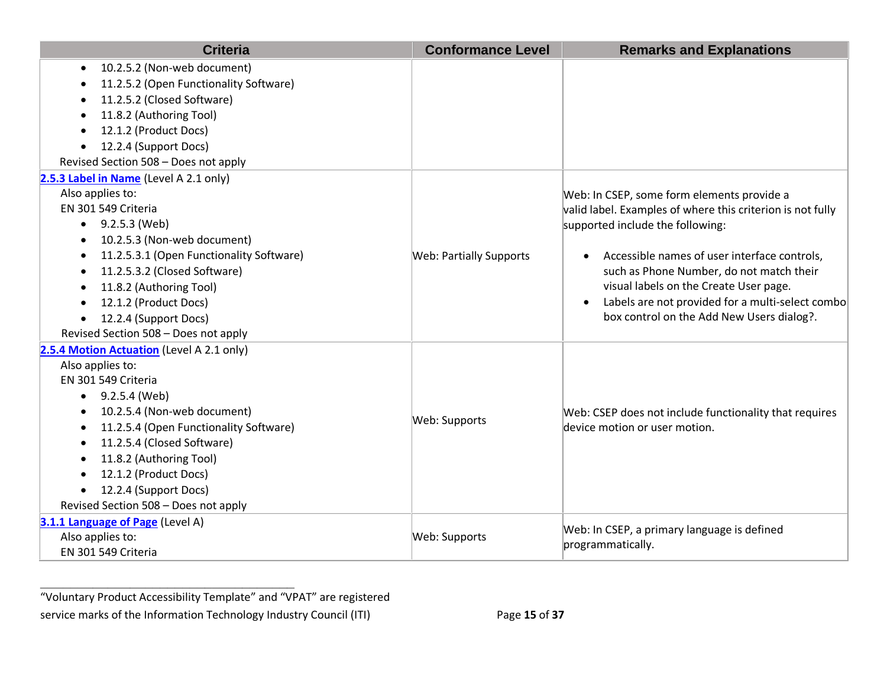| Criteria | Conformance Level | Remarks and Explanations |
|---|---|---|
| <ul><li>10.2.5.2 (Non-web document)</li><li>11.2.5.2 (Open Functionality Software)</li><li>11.2.5.2 (Closed Software)</li><li>11.8.2 (Authoring Tool)</li><li>12.1.2 (Product Docs)</li><li>12.2.4 (Support Docs)</li></ul>Revised Section 508 – Does not apply | | |
| **2.5.3 Label in Name** (Level A 2.1 only)<br>Also applies to:<br>EN 301 549 Criteria<ul><li>9.2.5.3 (Web)</li><li>10.2.5.3 (Non-web document)</li><li>11.2.5.3.1 (Open Functionality Software)</li><li>11.2.5.3.2 (Closed Software)</li><li>11.8.2 (Authoring Tool)</li><li>12.1.2 (Product Docs)</li><li>12.2.4 (Support Docs)</li></ul>Revised Section 508 – Does not apply | Web: Partially Supports | Web: In CSEP, some form elements provide a valid label. Examples of where this criterion is not fully supported include the following:<ul><li>Accessible names of user interface controls, such as Phone Number, do not match their visual labels on the Create User page.</li><li>Labels are not provided for a multi-select combo box control on the Add New Users dialog?.</li></ul> |
| **2.5.4 Motion Actuation** (Level A 2.1 only)<br>Also applies to:<br>EN 301 549 Criteria<ul><li>9.2.5.4 (Web)</li><li>10.2.5.4 (Non-web document)</li><li>11.2.5.4 (Open Functionality Software)</li><li>11.2.5.4 (Closed Software)</li><li>11.8.2 (Authoring Tool)</li><li>12.1.2 (Product Docs)</li><li>12.2.4 (Support Docs)</li></ul>Revised Section 508 – Does not apply | Web: Supports | Web: CSEP does not include functionality that requires device motion or user motion. |
| **3.1.1 Language of Page** (Level A)<br>Also applies to:<br>EN 301 549 Criteria | Web: Supports | Web: In CSEP, a primary language is defined programmatically. |

"Voluntary Product Accessibility Template" and "VPAT" are registered service marks of the Information Technology Industry Council (ITI)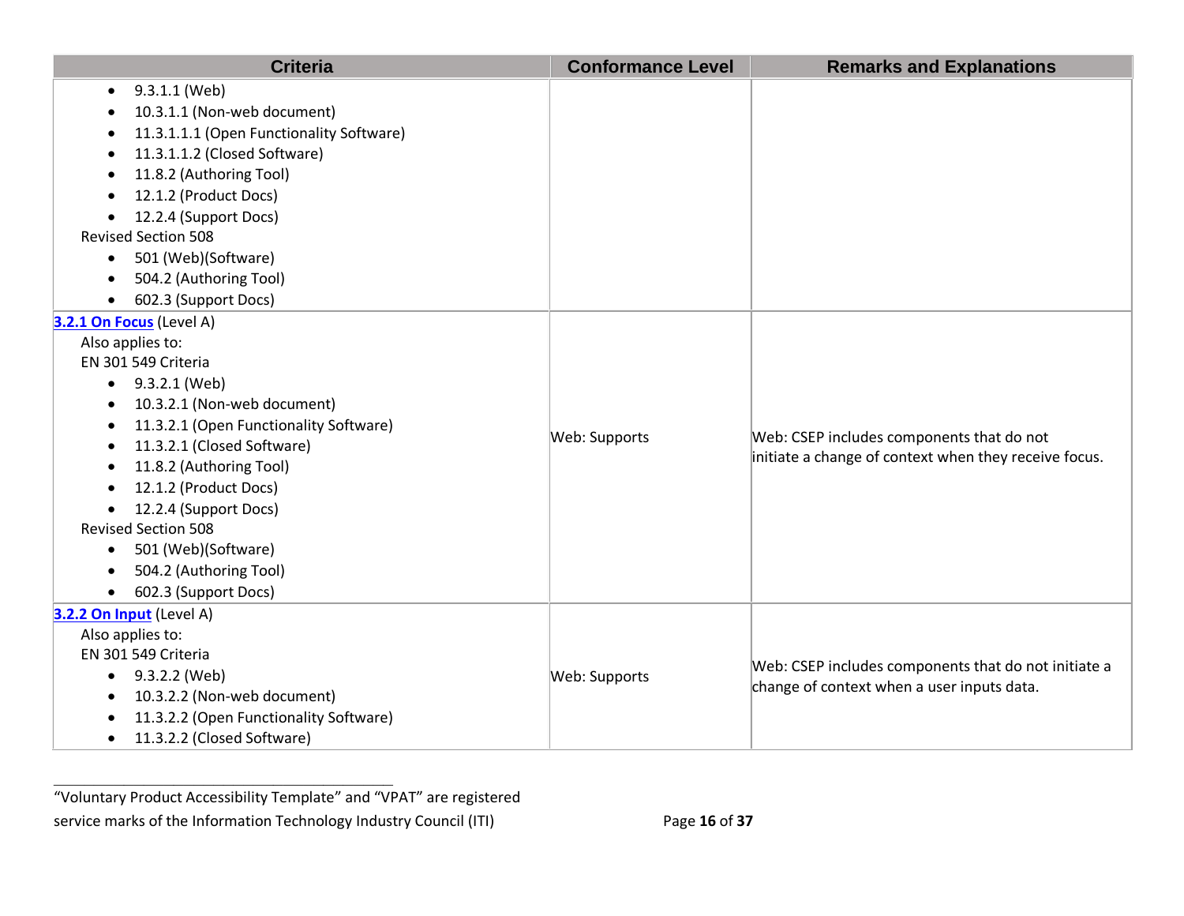| Criteria | Conformance Level | Remarks and Explanations |
| --- | --- | --- |
| • 9.3.1.1 (Web)<br>• 10.3.1.1 (Non-web document)<br>• 11.3.1.1.1 (Open Functionality Software)<br>• 11.3.1.1.2 (Closed Software)<br>• 11.8.2 (Authoring Tool)<br>• 12.1.2 (Product Docs)<br>• 12.2.4 (Support Docs)<br>Revised Section 508<br>• 501 (Web)(Software)<br>• 504.2 (Authoring Tool)<br>• 602.3 (Support Docs) | | |
| **3.2.1 On Focus** (Level A)<br>Also applies to:<br>EN 301 549 Criteria<br>• 9.3.2.1 (Web)<br>• 10.3.2.1 (Non-web document)<br>• 11.3.2.1 (Open Functionality Software)<br>• 11.3.2.1 (Closed Software)<br>• 11.8.2 (Authoring Tool)<br>• 12.1.2 (Product Docs)<br>• 12.2.4 (Support Docs)<br>Revised Section 508<br>• 501 (Web)(Software)<br>• 504.2 (Authoring Tool)<br>• 602.3 (Support Docs) | Web: Supports | Web: CSEP includes components that do not initiate a change of context when they receive focus. |
| **3.2.2 On Input** (Level A)<br>Also applies to:<br>EN 301 549 Criteria<br>• 9.3.2.2 (Web)<br>• 10.3.2.2 (Non-web document)<br>• 11.3.2.2 (Open Functionality Software)<br>• 11.3.2.2 (Closed Software) | Web: Supports | Web: CSEP includes components that do not initiate a change of context when a user inputs data. |

"Voluntary Product Accessibility Template" and "VPAT" are registered service marks of the Information Technology Industry Council (ITI)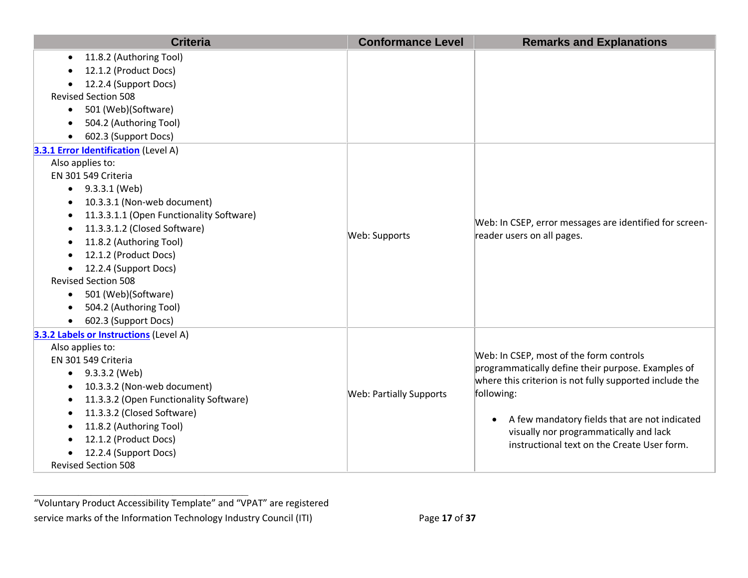| Criteria | Conformance Level | Remarks and Explanations |
|---|---|---|
| • 11.8.2 (Authoring Tool)<br>• 12.1.2 (Product Docs)<br>• 12.2.4 (Support Docs)<br>Revised Section 508<br>• 501 (Web)(Software)<br>• 504.2 (Authoring Tool)<br>• 602.3 (Support Docs) | | |
| **3.3.1 Error Identification** (Level A)<br>Also applies to:<br>EN 301 549 Criteria<br>• 9.3.3.1 (Web)<br>• 10.3.3.1 (Non-web document)<br>• 11.3.3.1.1 (Open Functionality Software)<br>• 11.3.3.1.2 (Closed Software)<br>• 11.8.2 (Authoring Tool)<br>• 12.1.2 (Product Docs)<br>• 12.2.4 (Support Docs)<br>Revised Section 508<br>• 501 (Web)(Software)<br>• 504.2 (Authoring Tool)<br>• 602.3 (Support Docs) | Web: Supports | Web: In CSEP, error messages are identified for screen-reader users on all pages. |
| **3.3.2 Labels or Instructions** (Level A)<br>Also applies to:<br>EN 301 549 Criteria<br>• 9.3.3.2 (Web)<br>• 10.3.3.2 (Non-web document)<br>• 11.3.3.2 (Open Functionality Software)<br>• 11.3.3.2 (Closed Software)<br>• 11.8.2 (Authoring Tool)<br>• 12.1.2 (Product Docs)<br>• 12.2.4 (Support Docs)<br>Revised Section 508 | Web: Partially Supports | Web: In CSEP, most of the form controls programmatically define their purpose. Examples of where this criterion is not fully supported include the following:<br>• A few mandatory fields that are not indicated visually nor programmatically and lack instructional text on the Create User form. |

"Voluntary Product Accessibility Template" and "VPAT" are registered service marks of the Information Technology Industry Council (ITI)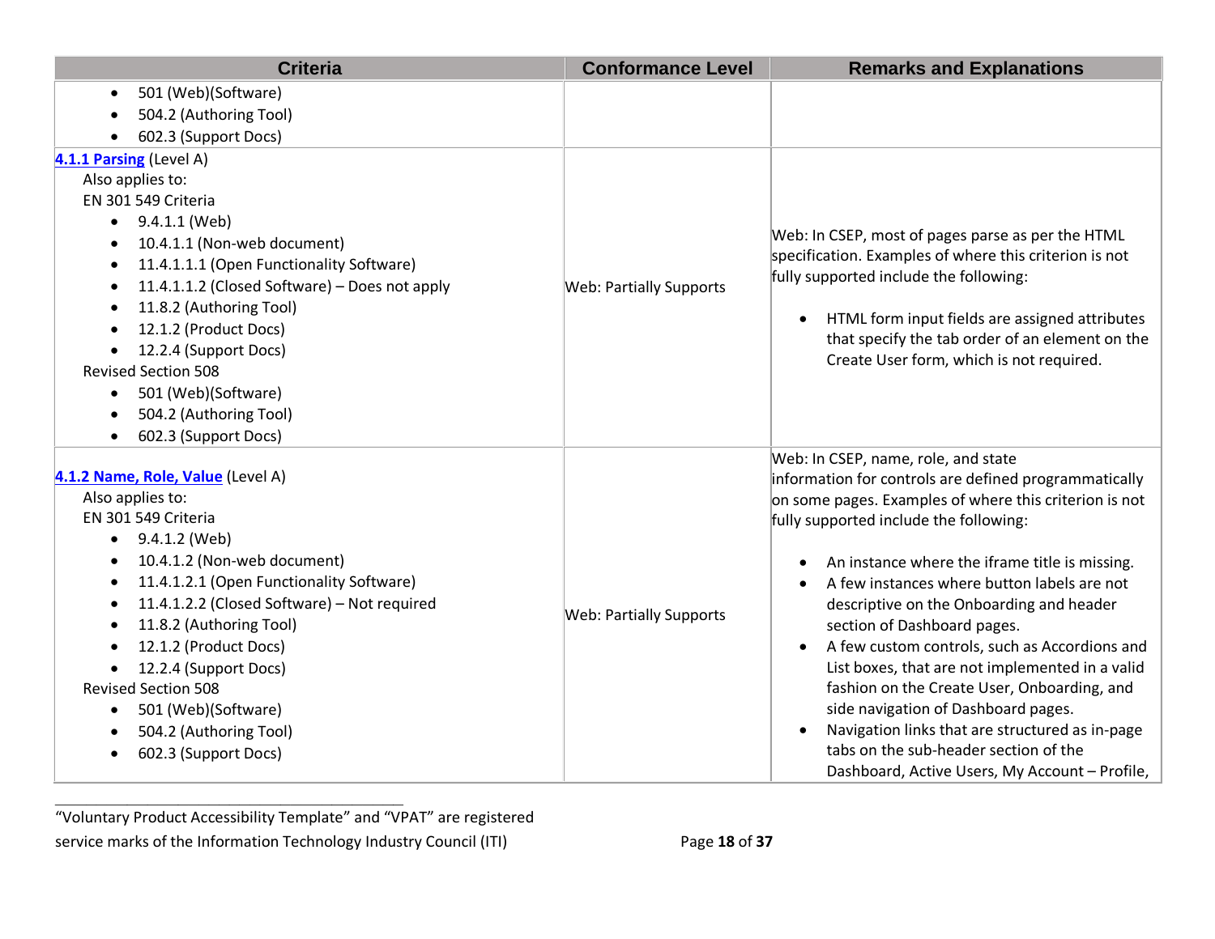| Criteria | Conformance Level | Remarks and Explanations |
| --- | --- | --- |
| • 501 (Web)(Software)<br>• 504.2 (Authoring Tool)<br>• 602.3 (Support Docs) | | |
| **[4.1.1 Parsing]** (Level A)<br>Also applies to:<br>EN 301 549 Criteria<br>• 9.4.1.1 (Web)<br>• 10.4.1.1 (Non-web document)<br>• 11.4.1.1.1 (Open Functionality Software)<br>• 11.4.1.1.2 (Closed Software) – Does not apply<br>• 11.8.2 (Authoring Tool)<br>• 12.1.2 (Product Docs)<br>• 12.2.4 (Support Docs)<br>Revised Section 508<br>• 501 (Web)(Software)<br>• 504.2 (Authoring Tool)<br>• 602.3 (Support Docs) | Web: Partially Supports | Web: In CSEP, most of pages parse as per the HTML specification. Examples of where this criterion is not fully supported include the following:<br>• HTML form input fields are assigned attributes that specify the tab order of an element on the Create User form, which is not required. |
| **[4.1.2 Name, Role, Value]** (Level A)<br>Also applies to:<br>EN 301 549 Criteria<br>• 9.4.1.2 (Web)<br>• 10.4.1.2 (Non-web document)<br>• 11.4.1.2.1 (Open Functionality Software)<br>• 11.4.1.2.2 (Closed Software) – Not required<br>• 11.8.2 (Authoring Tool)<br>• 12.1.2 (Product Docs)<br>• 12.2.4 (Support Docs)<br>Revised Section 508<br>• 501 (Web)(Software)<br>• 504.2 (Authoring Tool)<br>• 602.3 (Support Docs) | Web: Partially Supports | Web: In CSEP, name, role, and state information for controls are defined programmatically on some pages. Examples of where this criterion is not fully supported include the following:<br>• An instance where the iframe title is missing.<br>• A few instances where button labels are not descriptive on the Onboarding and header section of Dashboard pages.<br>• A few custom controls, such as Accordions and List boxes, that are not implemented in a valid fashion on the Create User, Onboarding, and side navigation of Dashboard pages.<br>• Navigation links that are structured as in-page tabs on the sub-header section of the Dashboard, Active Users, My Account – Profile, |

"Voluntary Product Accessibility Template" and "VPAT" are registered service marks of the Information Technology Industry Council (ITI)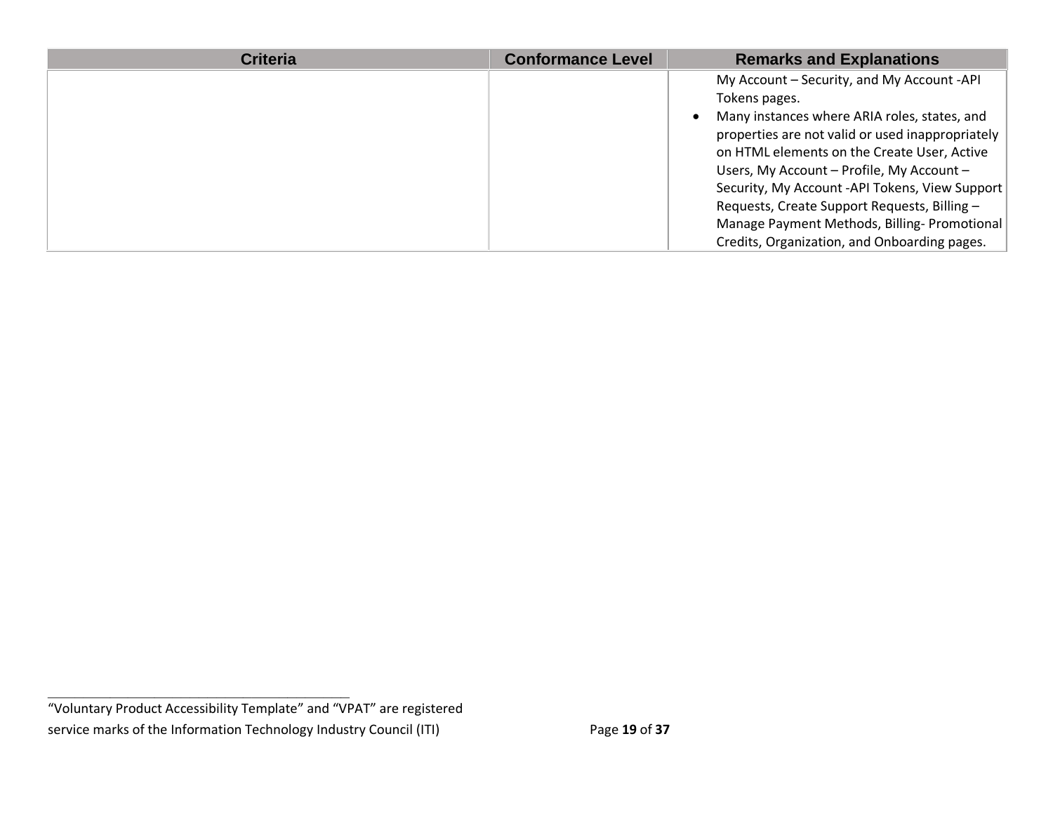| Criteria | Conformance Level | Remarks and Explanations |
| --- | --- | --- |
| | | My Account – Security, and My Account -API Tokens pages.<br>• Many instances where ARIA roles, states, and properties are not valid or used inappropriately on HTML elements on the Create User, Active Users, My Account – Profile, My Account – Security, My Account -API Tokens, View Support Requests, Create Support Requests, Billing – Manage Payment Methods, Billing- Promotional Credits, Organization, and Onboarding pages. |

“Voluntary Product Accessibility Template” and “VPAT” are registered service marks of the Information Technology Industry Council (ITI)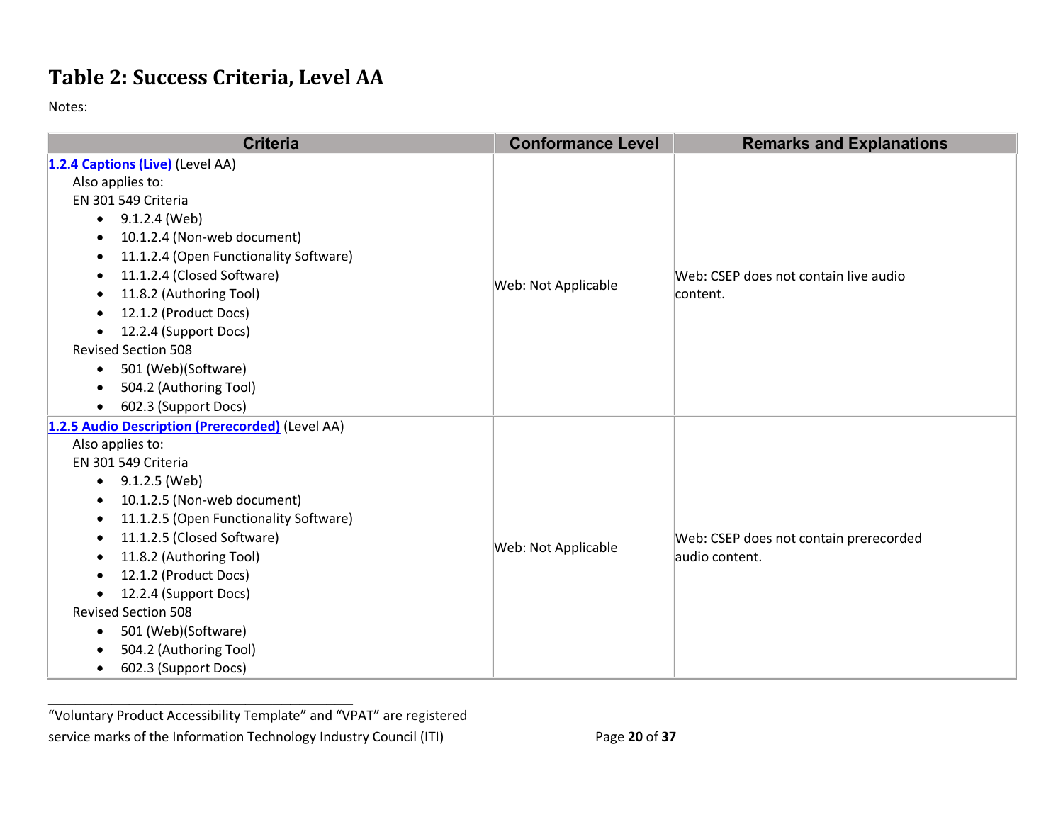# Table 2: Success Criteria, Level AA

Notes:

| Criteria | Conformance Level | Remarks and Explanations |
| --- | --- | --- |
| **1.2.4 Captions (Live)** (Level AA)<br>Also applies to:<br>EN 301 549 Criteria<br>• 9.1.2.4 (Web)<br>• 10.1.2.4 (Non-web document)<br>• 11.1.2.4 (Open Functionality Software)<br>• 11.1.2.4 (Closed Software)<br>• 11.8.2 (Authoring Tool)<br>• 12.1.2 (Product Docs)<br>• 12.2.4 (Support Docs)<br>Revised Section 508<br>• 501 (Web)(Software)<br>• 504.2 (Authoring Tool)<br>• 602.3 (Support Docs) | Web: Not Applicable | Web: CSEP does not contain live audio content. |
| **1.2.5 Audio Description (Prerecorded)** (Level AA)<br>Also applies to:<br>EN 301 549 Criteria<br>• 9.1.2.5 (Web)<br>• 10.1.2.5 (Non-web document)<br>• 11.1.2.5 (Open Functionality Software)<br>• 11.1.2.5 (Closed Software)<br>• 11.8.2 (Authoring Tool)<br>• 12.1.2 (Product Docs)<br>• 12.2.4 (Support Docs)<br>Revised Section 508<br>• 501 (Web)(Software)<br>• 504.2 (Authoring Tool)<br>• 602.3 (Support Docs) | Web: Not Applicable | Web: CSEP does not contain prerecorded audio content. |

"Voluntary Product Accessibility Template" and "VPAT" are registered service marks of the Information Technology Industry Council (ITI)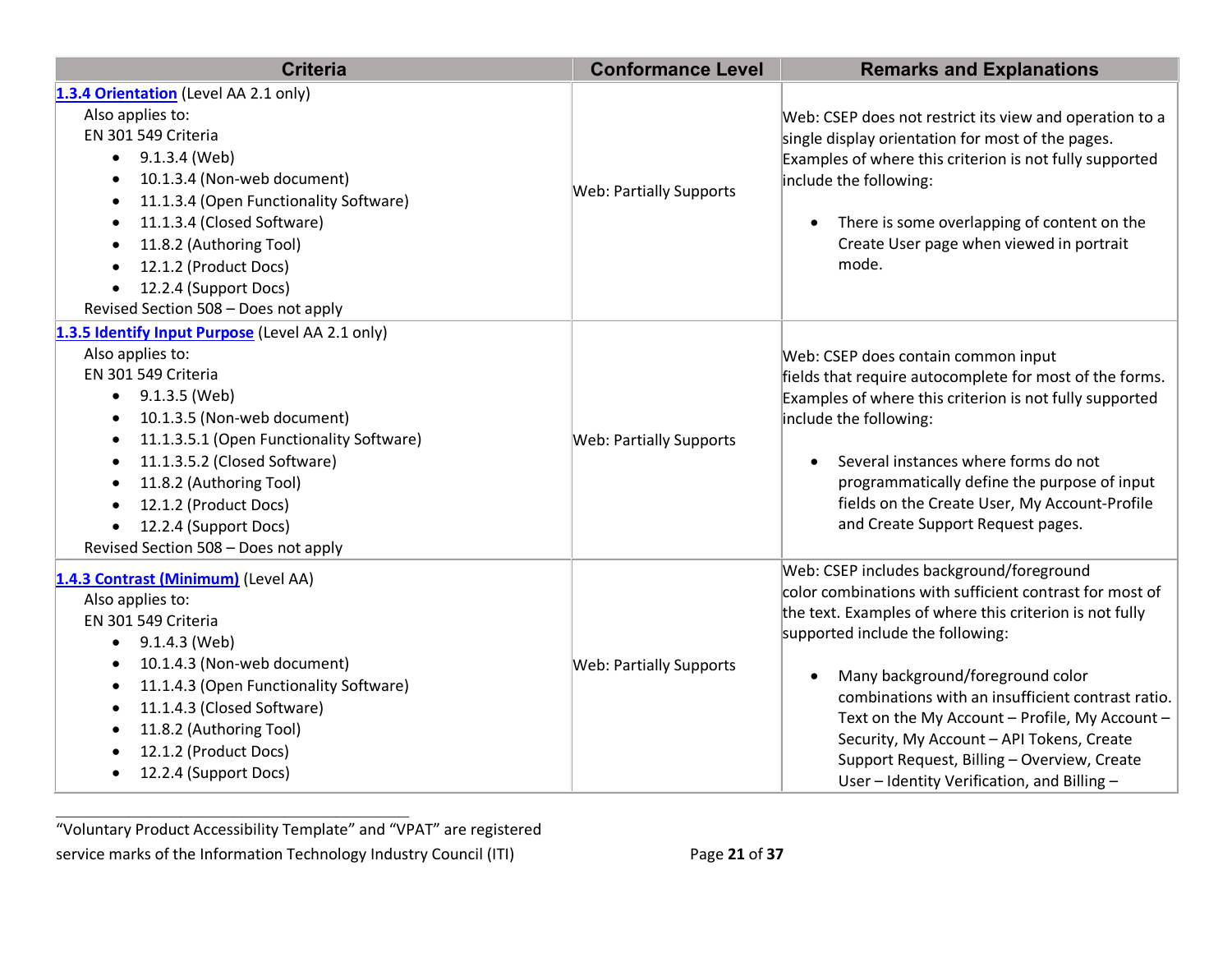| Criteria | Conformance Level | Remarks and Explanations |
|---|---|---|
| **1.3.4 Orientation** (Level AA 2.1 only)<br>Also applies to:<br>EN 301 549 Criteria<br>• 9.1.3.4 (Web)<br>• 10.1.3.4 (Non-web document)<br>• 11.1.3.4 (Open Functionality Software)<br>• 11.1.3.4 (Closed Software)<br>• 11.8.2 (Authoring Tool)<br>• 12.1.2 (Product Docs)<br>• 12.2.4 (Support Docs)<br>Revised Section 508 – Does not apply | Web: Partially Supports | Web: CSEP does not restrict its view and operation to a single display orientation for most of the pages. Examples of where this criterion is not fully supported include the following:<br>• There is some overlapping of content on the Create User page when viewed in portrait mode. |
| **1.3.5 Identify Input Purpose** (Level AA 2.1 only)<br>Also applies to:<br>EN 301 549 Criteria<br>• 9.1.3.5 (Web)<br>• 10.1.3.5 (Non-web document)<br>• 11.1.3.5.1 (Open Functionality Software)<br>• 11.1.3.5.2 (Closed Software)<br>• 11.8.2 (Authoring Tool)<br>• 12.1.2 (Product Docs)<br>• 12.2.4 (Support Docs)<br>Revised Section 508 – Does not apply | Web: Partially Supports | Web: CSEP does contain common input fields that require autocomplete for most of the forms. Examples of where this criterion is not fully supported include the following:<br>• Several instances where forms do not programmatically define the purpose of input fields on the Create User, My Account-Profile and Create Support Request pages. |
| **1.4.3 Contrast (Minimum)** (Level AA)<br>Also applies to:<br>EN 301 549 Criteria<br>• 9.1.4.3 (Web)<br>• 10.1.4.3 (Non-web document)<br>• 11.1.4.3 (Open Functionality Software)<br>• 11.1.4.3 (Closed Software)<br>• 11.8.2 (Authoring Tool)<br>• 12.1.2 (Product Docs)<br>• 12.2.4 (Support Docs) | Web: Partially Supports | Web: CSEP includes background/foreground color combinations with sufficient contrast for most of the text. Examples of where this criterion is not fully supported include the following:<br>• Many background/foreground color combinations with an insufficient contrast ratio. Text on the My Account – Profile, My Account – Security, My Account – API Tokens, Create Support Request, Billing – Overview, Create User – Identity Verification, and Billing – |

"Voluntary Product Accessibility Template" and "VPAT" are registered service marks of the Information Technology Industry Council (ITI)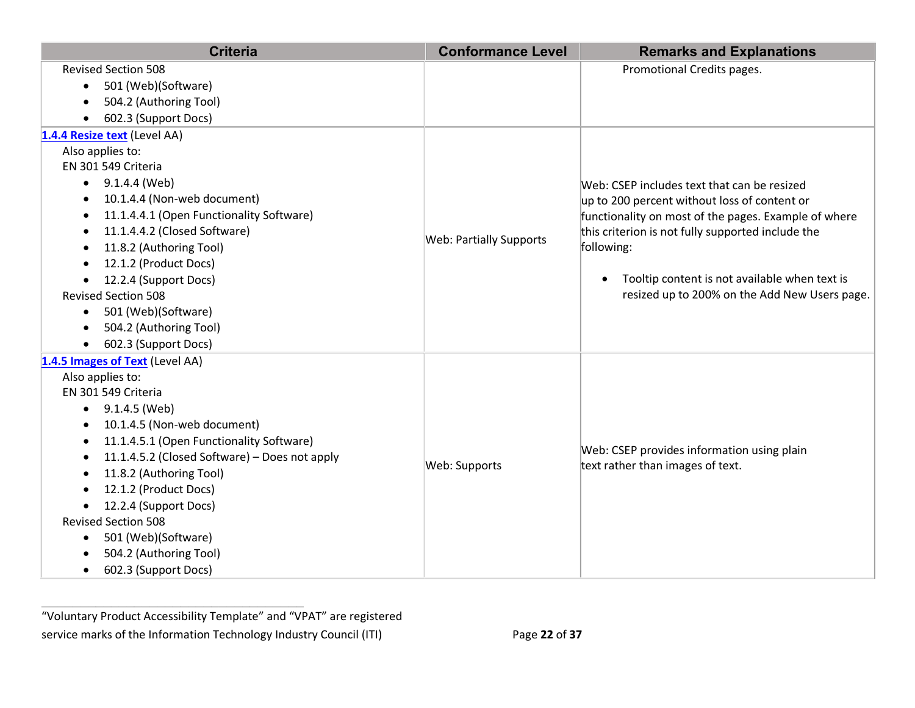| Criteria | Conformance Level | Remarks and Explanations |
|---|---|---|
| Revised Section 508<br>• 501 (Web)(Software)<br>• 504.2 (Authoring Tool)<br>• 602.3 (Support Docs) | | Promotional Credits pages. |
| **1.4.4 Resize text** (Level AA)<br>Also applies to:<br>EN 301 549 Criteria<br>• 9.1.4.4 (Web)<br>• 10.1.4.4 (Non-web document)<br>• 11.1.4.4.1 (Open Functionality Software)<br>• 11.1.4.4.2 (Closed Software)<br>• 11.8.2 (Authoring Tool)<br>• 12.1.2 (Product Docs)<br>• 12.2.4 (Support Docs)<br>Revised Section 508<br>• 501 (Web)(Software)<br>• 504.2 (Authoring Tool)<br>• 602.3 (Support Docs) | Web: Partially Supports | Web: CSEP includes text that can be resized up to 200 percent without loss of content or functionality on most of the pages. Example of where this criterion is not fully supported include the following:<br>• Tooltip content is not available when text is resized up to 200% on the Add New Users page. |
| **1.4.5 Images of Text** (Level AA)<br>Also applies to:<br>EN 301 549 Criteria<br>• 9.1.4.5 (Web)<br>• 10.1.4.5 (Non-web document)<br>• 11.1.4.5.1 (Open Functionality Software)<br>• 11.1.4.5.2 (Closed Software) – Does not apply<br>• 11.8.2 (Authoring Tool)<br>• 12.1.2 (Product Docs)<br>• 12.2.4 (Support Docs)<br>Revised Section 508<br>• 501 (Web)(Software)<br>• 504.2 (Authoring Tool)<br>• 602.3 (Support Docs) | Web: Supports | Web: CSEP provides information using plain text rather than images of text. |

"Voluntary Product Accessibility Template" and "VPAT" are registered service marks of the Information Technology Industry Council (ITI)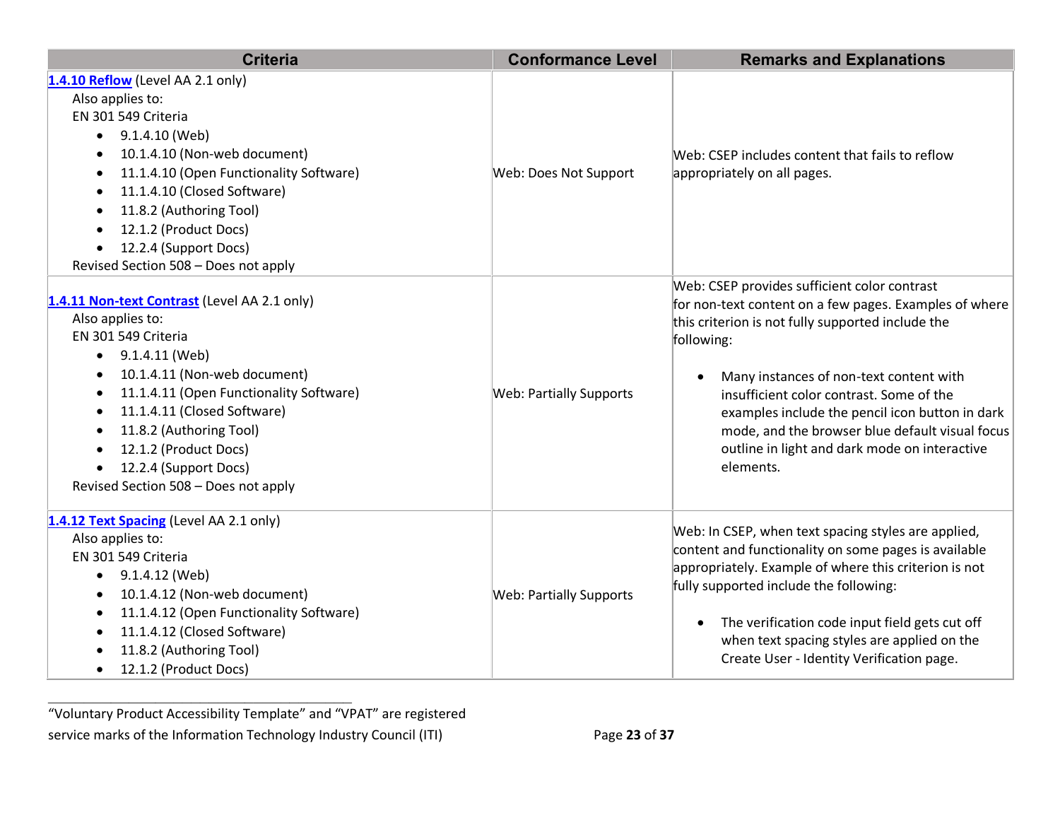| Criteria | Conformance Level | Remarks and Explanations |
|---|---|---|
| **1.4.10 Reflow** (Level AA 2.1 only)<br>Also applies to:<br>EN 301 549 Criteria<br>• 9.1.4.10 (Web)<br>• 10.1.4.10 (Non-web document)<br>• 11.1.4.10 (Open Functionality Software)<br>• 11.1.4.10 (Closed Software)<br>• 11.8.2 (Authoring Tool)<br>• 12.1.2 (Product Docs)<br>• 12.2.4 (Support Docs)<br>Revised Section 508 – Does not apply | Web: Does Not Support | Web: CSEP includes content that fails to reflow appropriately on all pages. |
| **1.4.11 Non-text Contrast** (Level AA 2.1 only)<br>Also applies to:<br>EN 301 549 Criteria<br>• 9.1.4.11 (Web)<br>• 10.1.4.11 (Non-web document)<br>• 11.1.4.11 (Open Functionality Software)<br>• 11.1.4.11 (Closed Software)<br>• 11.8.2 (Authoring Tool)<br>• 12.1.2 (Product Docs)<br>• 12.2.4 (Support Docs)<br>Revised Section 508 – Does not apply | Web: Partially Supports | Web: CSEP provides sufficient color contrast for non-text content on a few pages. Examples of where this criterion is not fully supported include the following:<br>• Many instances of non-text content with insufficient color contrast. Some of the examples include the pencil icon button in dark mode, and the browser blue default visual focus outline in light and dark mode on interactive elements. |
| **1.4.12 Text Spacing** (Level AA 2.1 only)<br>Also applies to:<br>EN 301 549 Criteria<br>• 9.1.4.12 (Web)<br>• 10.1.4.12 (Non-web document)<br>• 11.1.4.12 (Open Functionality Software)<br>• 11.1.4.12 (Closed Software)<br>• 11.8.2 (Authoring Tool)<br>• 12.1.2 (Product Docs) | Web: Partially Supports | Web: In CSEP, when text spacing styles are applied, content and functionality on some pages is available appropriately. Example of where this criterion is not fully supported include the following:<br>• The verification code input field gets cut off when text spacing styles are applied on the Create User - Identity Verification page. |

"Voluntary Product Accessibility Template" and "VPAT" are registered service marks of the Information Technology Industry Council (ITI)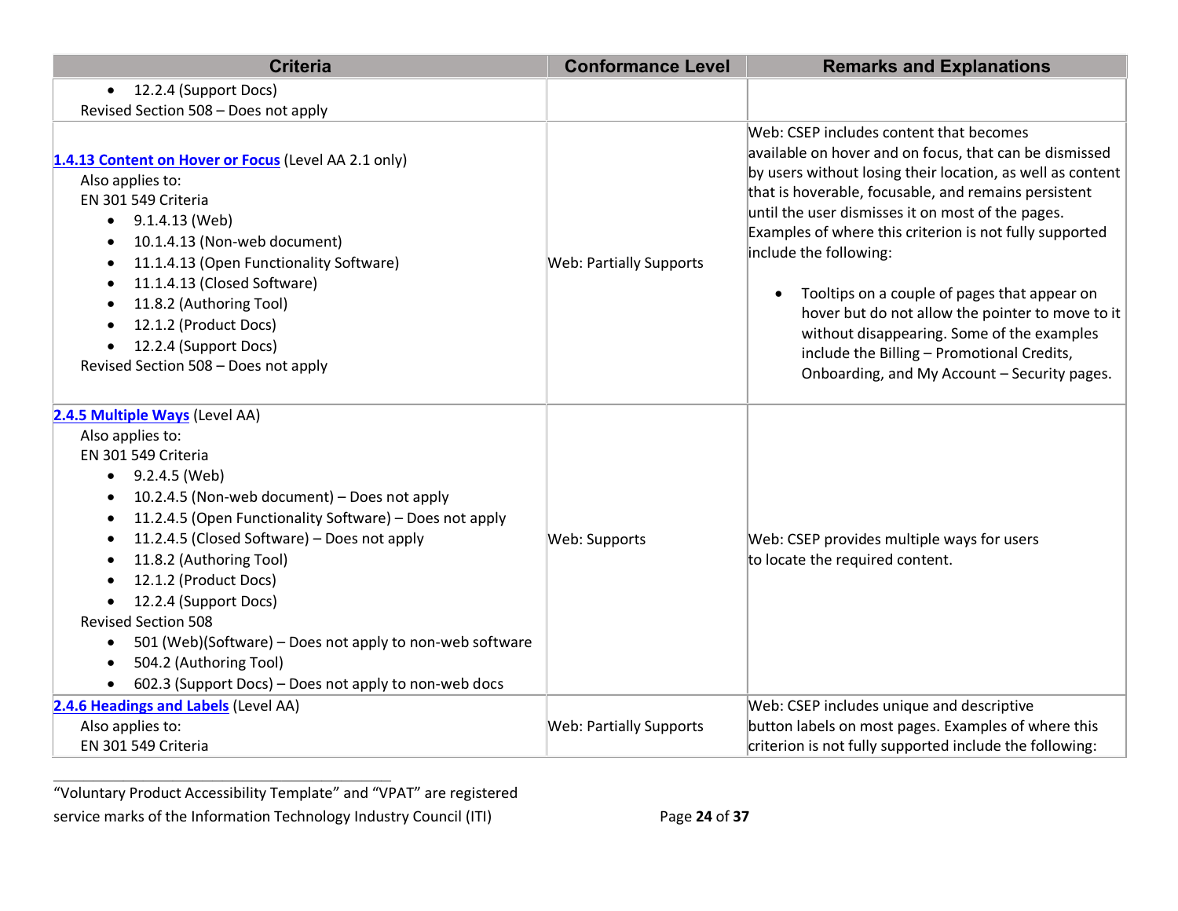| Criteria | Conformance Level | Remarks and Explanations |
| --- | --- | --- |
| <ul><li>12.2.4 (Support Docs)</li></ul>Revised Section 508 – Does not apply | | |
| **1.4.13 Content on Hover or Focus** (Level AA 2.1 only)<br>Also applies to:<br>EN 301 549 Criteria<ul><li>9.1.4.13 (Web)</li><li>10.1.4.13 (Non-web document)</li><li>11.1.4.13 (Open Functionality Software)</li><li>11.1.4.13 (Closed Software)</li><li>11.8.2 (Authoring Tool)</li><li>12.1.2 (Product Docs)</li><li>12.2.4 (Support Docs)</li></ul>Revised Section 508 – Does not apply | Web: Partially Supports | Web: CSEP includes content that becomes available on hover and on focus, that can be dismissed by users without losing their location, as well as content that is hoverable, focusable, and remains persistent until the user dismisses it on most of the pages. Examples of where this criterion is not fully supported include the following:<ul><li>Tooltips on a couple of pages that appear on hover but do not allow the pointer to move to it without disappearing. Some of the examples include the Billing – Promotional Credits, Onboarding, and My Account – Security pages.</li></ul> |
| **2.4.5 Multiple Ways** (Level AA)<br>Also applies to:<br>EN 301 549 Criteria<ul><li>9.2.4.5 (Web)</li><li>10.2.4.5 (Non-web document) – Does not apply</li><li>11.2.4.5 (Open Functionality Software) – Does not apply</li><li>11.2.4.5 (Closed Software) – Does not apply</li><li>11.8.2 (Authoring Tool)</li><li>12.1.2 (Product Docs)</li><li>12.2.4 (Support Docs)</li></ul>Revised Section 508<ul><li>501 (Web)(Software) – Does not apply to non-web software</li><li>504.2 (Authoring Tool)</li><li>602.3 (Support Docs) – Does not apply to non-web docs</li></ul> | Web: Supports | Web: CSEP provides multiple ways for users to locate the required content. |
| **2.4.6 Headings and Labels** (Level AA)<br>Also applies to:<br>EN 301 549 Criteria | Web: Partially Supports | Web: CSEP includes unique and descriptive button labels on most pages. Examples of where this criterion is not fully supported include the following: |

"Voluntary Product Accessibility Template" and "VPAT" are registered service marks of the Information Technology Industry Council (ITI)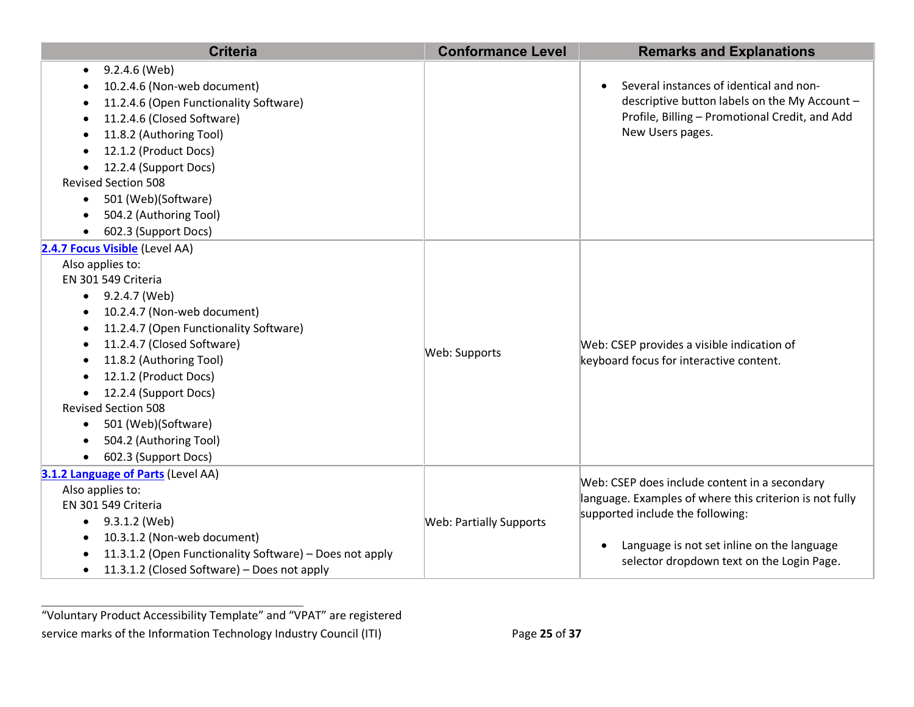| Criteria | Conformance Level | Remarks and Explanations |
|---|---|---|
| • 9.2.4.6 (Web)<br>• 10.2.4.6 (Non-web document)<br>• 11.2.4.6 (Open Functionality Software)<br>• 11.2.4.6 (Closed Software)<br>• 11.8.2 (Authoring Tool)<br>• 12.1.2 (Product Docs)<br>• 12.2.4 (Support Docs)<br>Revised Section 508<br>• 501 (Web)(Software)<br>• 504.2 (Authoring Tool)<br>• 602.3 (Support Docs) | | • Several instances of identical and non-descriptive button labels on the My Account – Profile, Billing – Promotional Credit, and Add New Users pages. |
| **2.4.7 Focus Visible** (Level AA)<br>Also applies to:<br>EN 301 549 Criteria<br>• 9.2.4.7 (Web)<br>• 10.2.4.7 (Non-web document)<br>• 11.2.4.7 (Open Functionality Software)<br>• 11.2.4.7 (Closed Software)<br>• 11.8.2 (Authoring Tool)<br>• 12.1.2 (Product Docs)<br>• 12.2.4 (Support Docs)<br>Revised Section 508<br>• 501 (Web)(Software)<br>• 504.2 (Authoring Tool)<br>• 602.3 (Support Docs) | Web: Supports | Web: CSEP provides a visible indication of keyboard focus for interactive content. |
| **3.1.2 Language of Parts** (Level AA)<br>Also applies to:<br>EN 301 549 Criteria<br>• 9.3.1.2 (Web)<br>• 10.3.1.2 (Non-web document)<br>• 11.3.1.2 (Open Functionality Software) – Does not apply<br>• 11.3.1.2 (Closed Software) – Does not apply | Web: Partially Supports | Web: CSEP does include content in a secondary language. Examples of where this criterion is not fully supported include the following:<br>• Language is not set inline on the language selector dropdown text on the Login Page. |

"Voluntary Product Accessibility Template" and "VPAT" are registered service marks of the Information Technology Industry Council (ITI)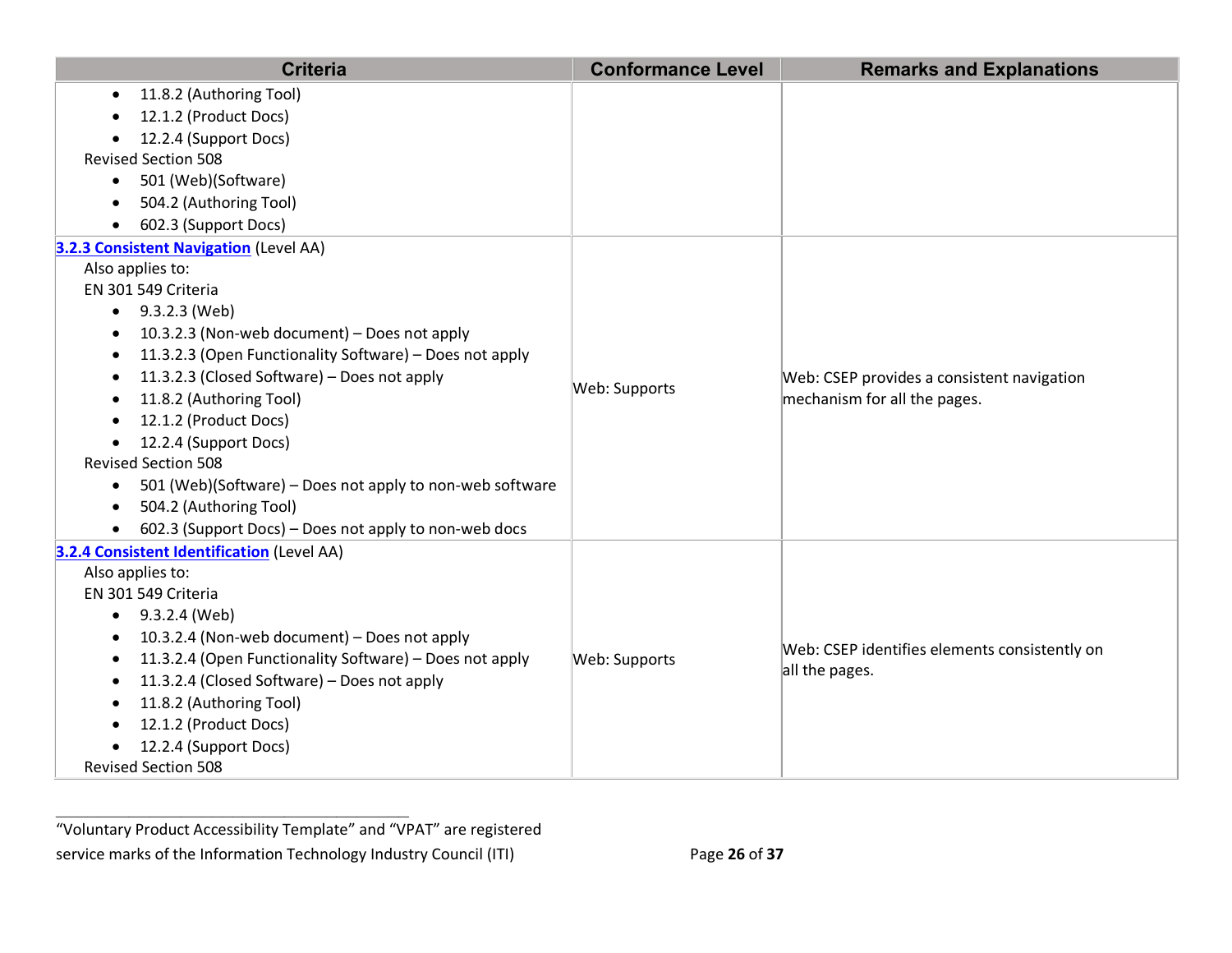| Criteria | Conformance Level | Remarks and Explanations |
|---|---|---|
| • 11.8.2 (Authoring Tool)<br>• 12.1.2 (Product Docs)<br>• 12.2.4 (Support Docs)<br>Revised Section 508<br>• 501 (Web)(Software)<br>• 504.2 (Authoring Tool)<br>• 602.3 (Support Docs) | | |
| **3.2.3 Consistent Navigation** (Level AA)<br>Also applies to:<br>EN 301 549 Criteria<br>• 9.3.2.3 (Web)<br>• 10.3.2.3 (Non-web document) – Does not apply<br>• 11.3.2.3 (Open Functionality Software) – Does not apply<br>• 11.3.2.3 (Closed Software) – Does not apply<br>• 11.8.2 (Authoring Tool)<br>• 12.1.2 (Product Docs)<br>• 12.2.4 (Support Docs)<br>Revised Section 508<br>• 501 (Web)(Software) – Does not apply to non-web software<br>• 504.2 (Authoring Tool)<br>• 602.3 (Support Docs) – Does not apply to non-web docs | Web: Supports | Web: CSEP provides a consistent navigation mechanism for all the pages. |
| **3.2.4 Consistent Identification** (Level AA)<br>Also applies to:<br>EN 301 549 Criteria<br>• 9.3.2.4 (Web)<br>• 10.3.2.4 (Non-web document) – Does not apply<br>• 11.3.2.4 (Open Functionality Software) – Does not apply<br>• 11.3.2.4 (Closed Software) – Does not apply<br>• 11.8.2 (Authoring Tool)<br>• 12.1.2 (Product Docs)<br>• 12.2.4 (Support Docs)<br>Revised Section 508 | Web: Supports | Web: CSEP identifies elements consistently on all the pages. |

"Voluntary Product Accessibility Template" and "VPAT" are registered service marks of the Information Technology Industry Council (ITI)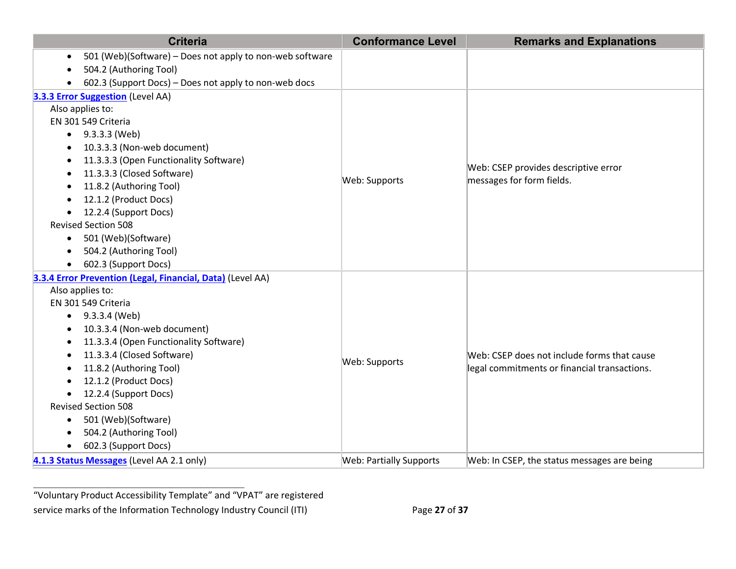| Criteria | Conformance Level | Remarks and Explanations |
| --- | --- | --- |
| • 501 (Web)(Software) – Does not apply to non-web software<br>• 504.2 (Authoring Tool)<br>• 602.3 (Support Docs) – Does not apply to non-web docs | | |
| [3.3.3 Error Suggestion](#) (Level AA)<br>Also applies to:<br>EN 301 549 Criteria<br>• 9.3.3.3 (Web)<br>• 10.3.3.3 (Non-web document)<br>• 11.3.3.3 (Open Functionality Software)<br>• 11.3.3.3 (Closed Software)<br>• 11.8.2 (Authoring Tool)<br>• 12.1.2 (Product Docs)<br>• 12.2.4 (Support Docs)<br>Revised Section 508<br>• 501 (Web)(Software)<br>• 504.2 (Authoring Tool)<br>• 602.3 (Support Docs) | Web: Supports | Web: CSEP provides descriptive error messages for form fields. |
| [3.3.4 Error Prevention (Legal, Financial, Data)](#) (Level AA)<br>Also applies to:<br>EN 301 549 Criteria<br>• 9.3.3.4 (Web)<br>• 10.3.3.4 (Non-web document)<br>• 11.3.3.4 (Open Functionality Software)<br>• 11.3.3.4 (Closed Software)<br>• 11.8.2 (Authoring Tool)<br>• 12.1.2 (Product Docs)<br>• 12.2.4 (Support Docs)<br>Revised Section 508<br>• 501 (Web)(Software)<br>• 504.2 (Authoring Tool)<br>• 602.3 (Support Docs) | Web: Supports | Web: CSEP does not include forms that cause legal commitments or financial transactions. |
| [4.1.3 Status Messages](#) (Level AA 2.1 only) | Web: Partially Supports | Web: In CSEP, the status messages are being |

"Voluntary Product Accessibility Template" and "VPAT" are registered service marks of the Information Technology Industry Council (ITI)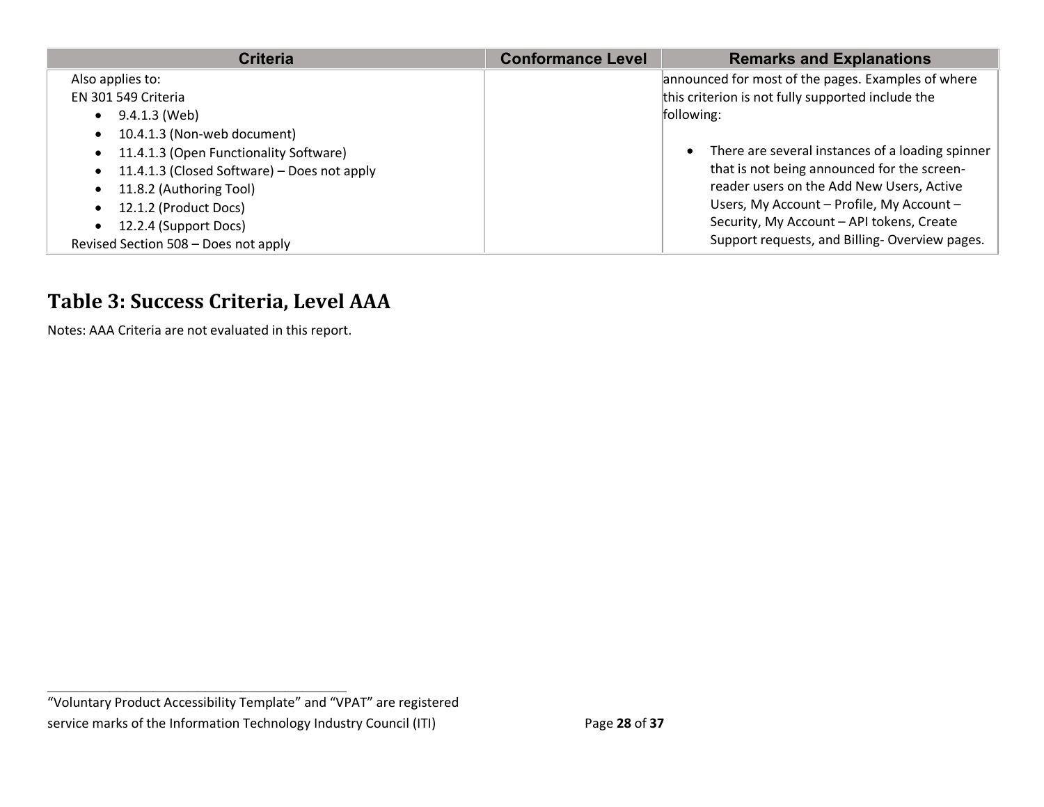| Criteria | Conformance Level | Remarks and Explanations |
| --- | --- | --- |
| Also applies to:<br>EN 301 549 Criteria<br>• 9.4.1.3 (Web)<br>• 10.4.1.3 (Non-web document)<br>• 11.4.1.3 (Open Functionality Software)<br>• 11.4.1.3 (Closed Software) – Does not apply<br>• 11.8.2 (Authoring Tool)<br>• 12.1.2 (Product Docs)<br>• 12.2.4 (Support Docs)<br>Revised Section 508 – Does not apply | | announced for most of the pages. Examples of where this criterion is not fully supported include the following:<br><br>• There are several instances of a loading spinner that is not being announced for the screen-reader users on the Add New Users, Active Users, My Account – Profile, My Account – Security, My Account – API tokens, Create Support requests, and Billing- Overview pages. |

## Table 3: Success Criteria, Level AAA

Notes: AAA Criteria are not evaluated in this report.

"Voluntary Product Accessibility Template" and "VPAT" are registered service marks of the Information Technology Industry Council (ITI)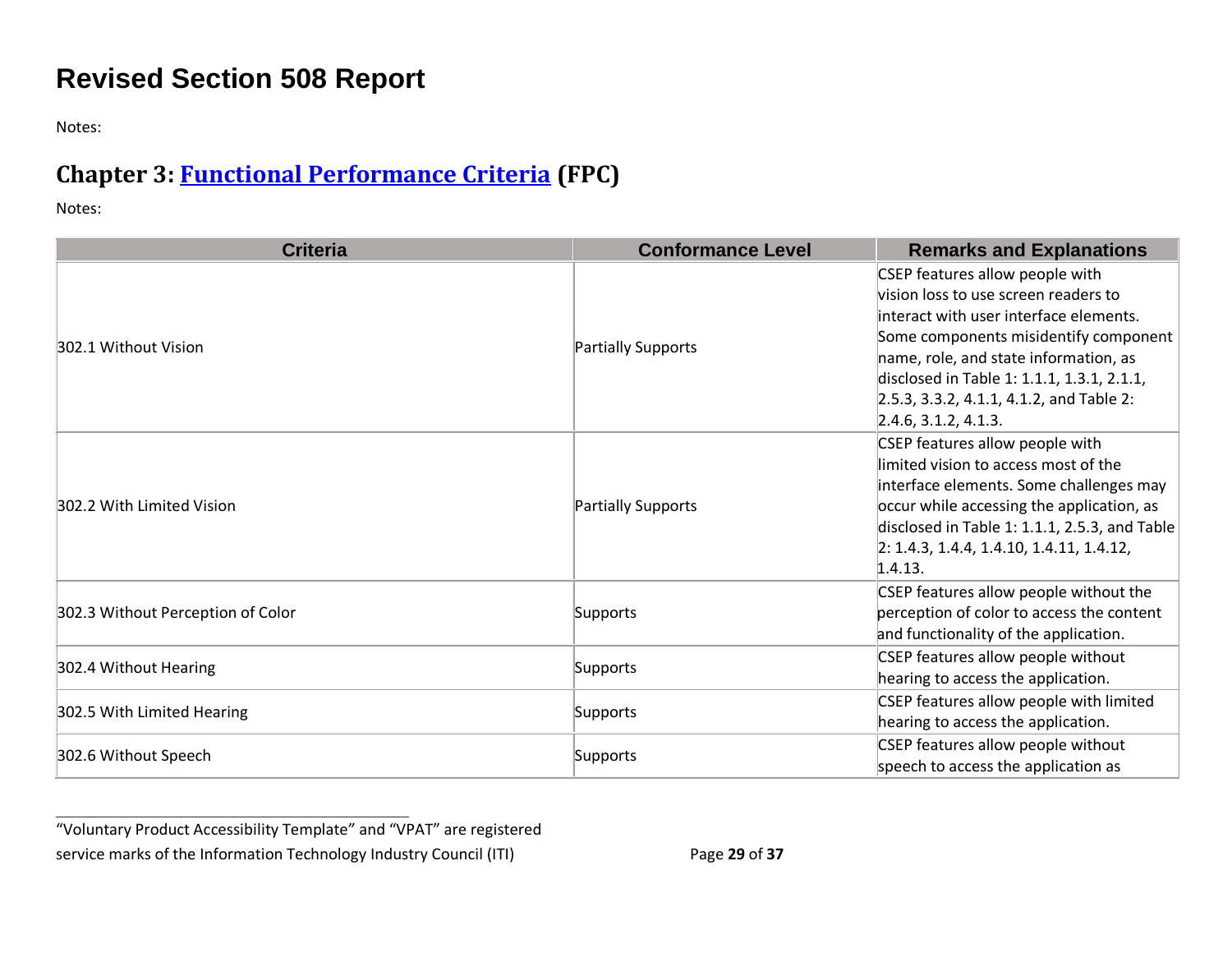# Revised Section 508 Report

Notes:

## Chapter 3: [Functional Performance Criteria](#) (FPC)

Notes:

| Criteria | Conformance Level | Remarks and Explanations |
|---|---|---|
| 302.1 Without Vision | Partially Supports | CSEP features allow people with vision loss to use screen readers to interact with user interface elements. Some components misidentify component name, role, and state information, as disclosed in Table 1: 1.1.1, 1.3.1, 2.1.1, 2.5.3, 3.3.2, 4.1.1, 4.1.2, and Table 2: 2.4.6, 3.1.2, 4.1.3. |
| 302.2 With Limited Vision | Partially Supports | CSEP features allow people with limited vision to access most of the interface elements. Some challenges may occur while accessing the application, as disclosed in Table 1: 1.1.1, 2.5.3, and Table 2: 1.4.3, 1.4.4, 1.4.10, 1.4.11, 1.4.12, 1.4.13. |
| 302.3 Without Perception of Color | Supports | CSEP features allow people without the perception of color to access the content and functionality of the application. |
| 302.4 Without Hearing | Supports | CSEP features allow people without hearing to access the application. |
| 302.5 With Limited Hearing | Supports | CSEP features allow people with limited hearing to access the application. |
| 302.6 Without Speech | Supports | CSEP features allow people without speech to access the application as |

"Voluntary Product Accessibility Template" and "VPAT" are registered service marks of the Information Technology Industry Council (ITI)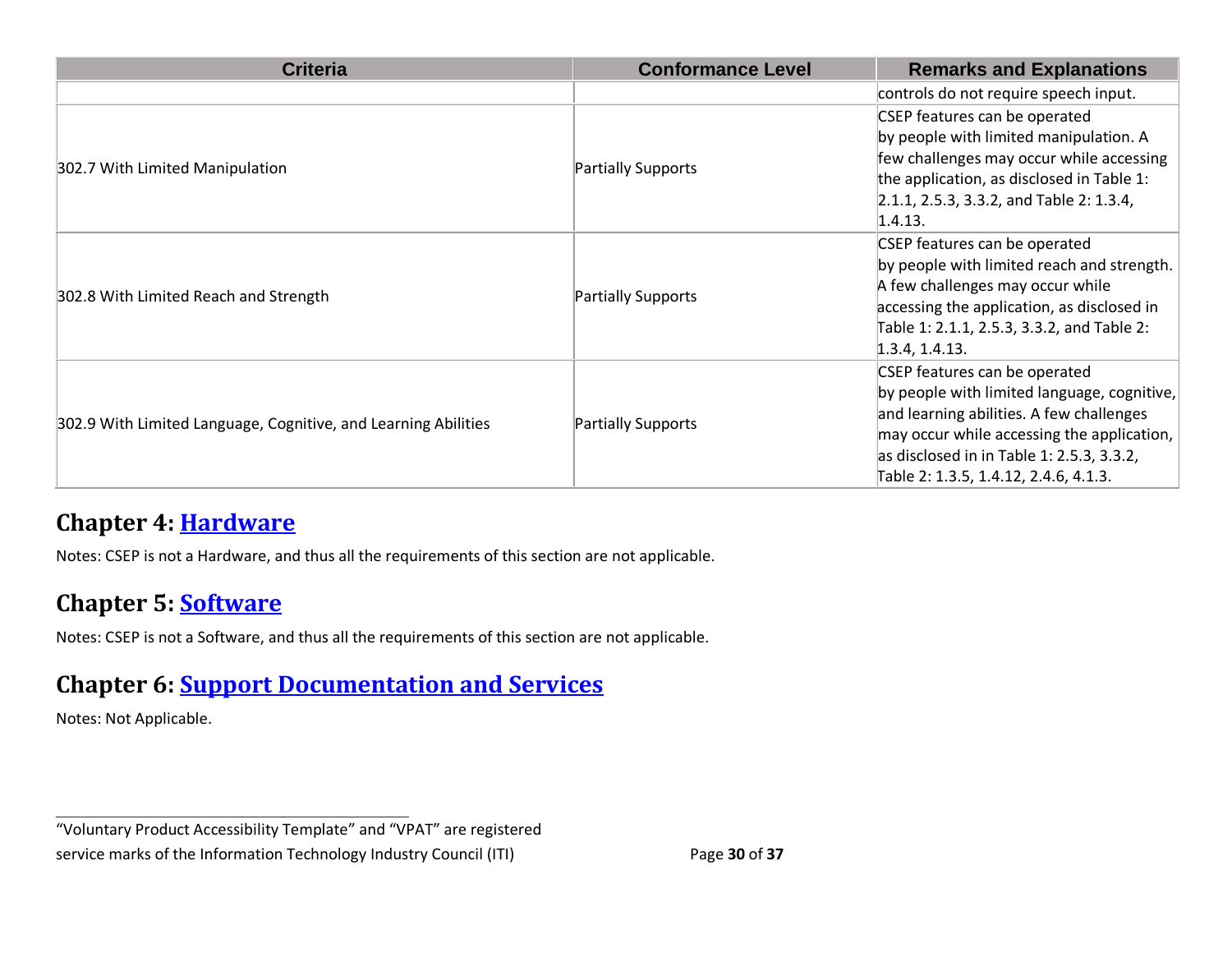| Criteria | Conformance Level | Remarks and Explanations |
| --- | --- | --- |
| | | controls do not require speech input. |
| 302.7 With Limited Manipulation | Partially Supports | CSEP features can be operated by people with limited manipulation. A few challenges may occur while accessing the application, as disclosed in Table 1: 2.1.1, 2.5.3, 3.3.2, and Table 2: 1.3.4, 1.4.13. |
| 302.8 With Limited Reach and Strength | Partially Supports | CSEP features can be operated by people with limited reach and strength. A few challenges may occur while accessing the application, as disclosed in Table 1: 2.1.1, 2.5.3, 3.3.2, and Table 2: 1.3.4, 1.4.13. |
| 302.9 With Limited Language, Cognitive, and Learning Abilities | Partially Supports | CSEP features can be operated by people with limited language, cognitive, and learning abilities. A few challenges may occur while accessing the application, as disclosed in in Table 1: 2.5.3, 3.3.2, Table 2: 1.3.5, 1.4.12, 2.4.6, 4.1.3. |

## Chapter 4: Hardware

Notes: CSEP is not a Hardware, and thus all the requirements of this section are not applicable.

## Chapter 5: Software

Notes: CSEP is not a Software, and thus all the requirements of this section are not applicable.

## Chapter 6: Support Documentation and Services

Notes: Not Applicable.

"Voluntary Product Accessibility Template" and "VPAT" are registered service marks of the Information Technology Industry Council (ITI)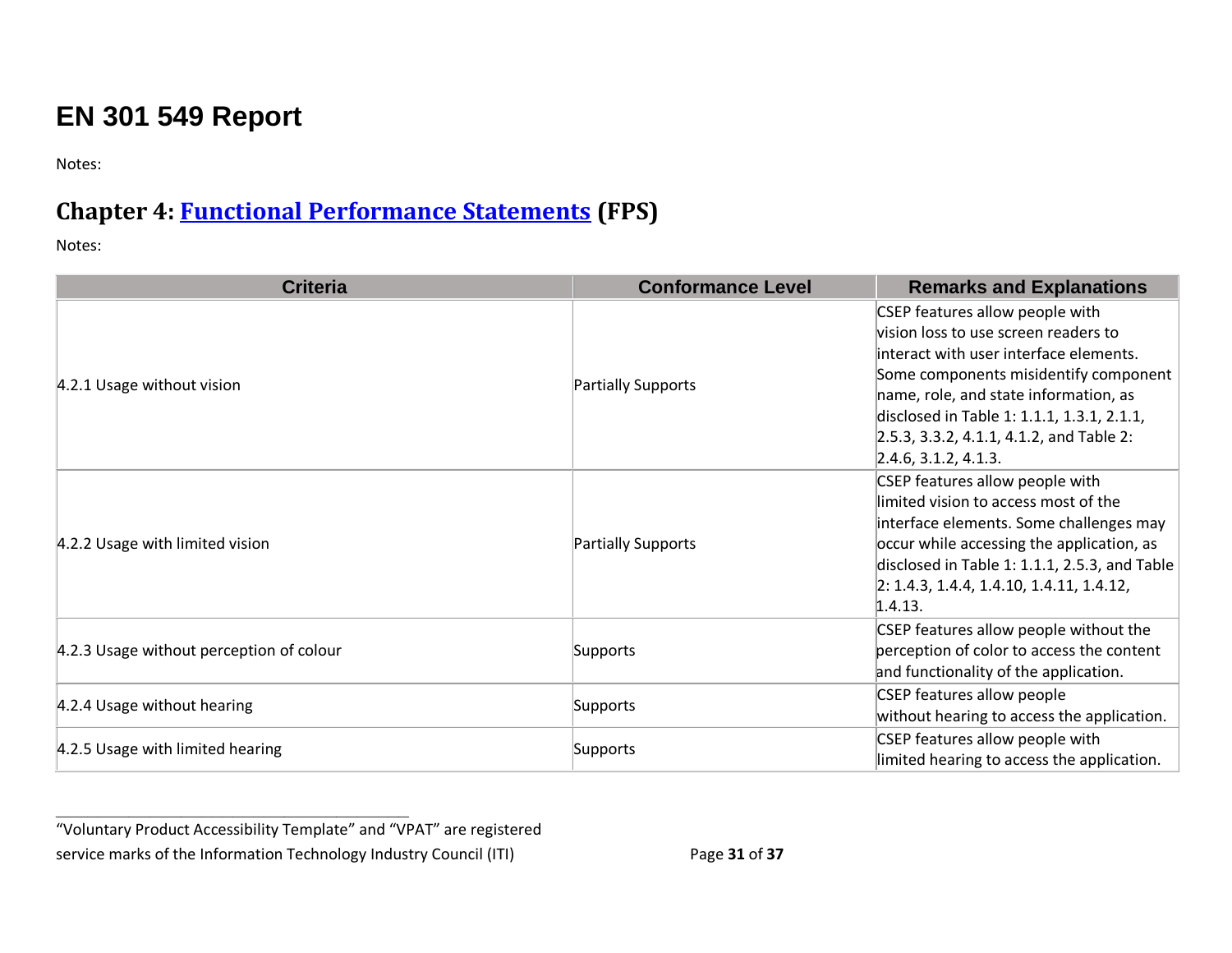# EN 301 549 Report

Notes:

## Chapter 4: [Functional Performance Statements](#) (FPS)

Notes:

| Criteria | Conformance Level | Remarks and Explanations |
| --- | --- | --- |
| 4.2.1 Usage without vision | Partially Supports | CSEP features allow people with vision loss to use screen readers to interact with user interface elements. Some components misidentify component name, role, and state information, as disclosed in Table 1: 1.1.1, 1.3.1, 2.1.1, 2.5.3, 3.3.2, 4.1.1, 4.1.2, and Table 2: 2.4.6, 3.1.2, 4.1.3. |
| 4.2.2 Usage with limited vision | Partially Supports | CSEP features allow people with limited vision to access most of the interface elements. Some challenges may occur while accessing the application, as disclosed in Table 1: 1.1.1, 2.5.3, and Table 2: 1.4.3, 1.4.4, 1.4.10, 1.4.11, 1.4.12, 1.4.13. |
| 4.2.3 Usage without perception of colour | Supports | CSEP features allow people without the perception of color to access the content and functionality of the application. |
| 4.2.4 Usage without hearing | Supports | CSEP features allow people without hearing to access the application. |
| 4.2.5 Usage with limited hearing | Supports | CSEP features allow people with limited hearing to access the application. |

"Voluntary Product Accessibility Template" and "VPAT" are registered service marks of the Information Technology Industry Council (ITI)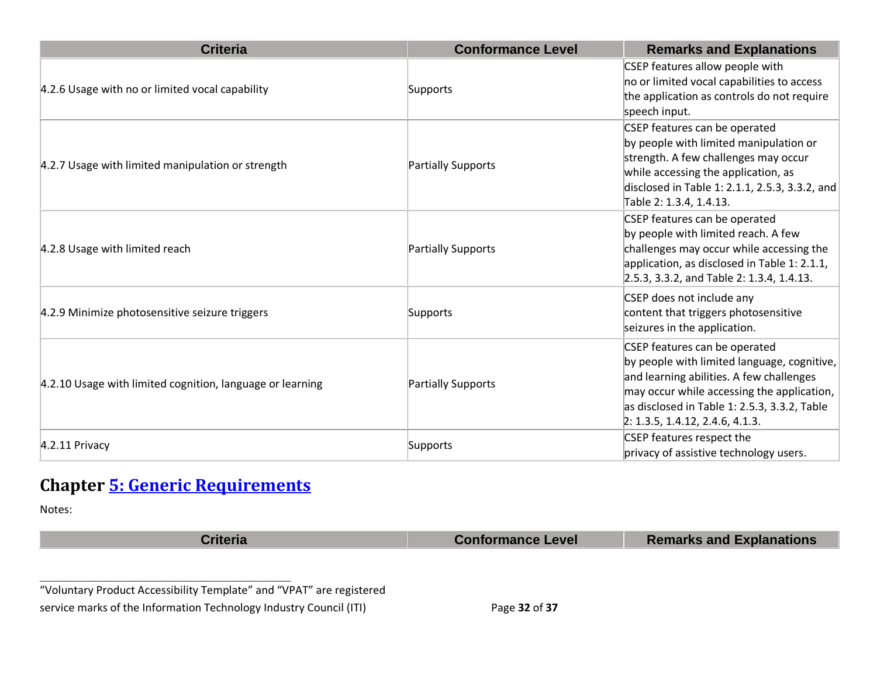| Criteria | Conformance Level | Remarks and Explanations |
|---|---|---|
| 4.2.6 Usage with no or limited vocal capability | Supports | CSEP features allow people with no or limited vocal capabilities to access the application as controls do not require speech input. |
| 4.2.7 Usage with limited manipulation or strength | Partially Supports | CSEP features can be operated by people with limited manipulation or strength. A few challenges may occur while accessing the application, as disclosed in Table 1: 2.1.1, 2.5.3, 3.3.2, and Table 2: 1.3.4, 1.4.13. |
| 4.2.8 Usage with limited reach | Partially Supports | CSEP features can be operated by people with limited reach. A few challenges may occur while accessing the application, as disclosed in Table 1: 2.1.1, 2.5.3, 3.3.2, and Table 2: 1.3.4, 1.4.13. |
| 4.2.9 Minimize photosensitive seizure triggers | Supports | CSEP does not include any content that triggers photosensitive seizures in the application. |
| 4.2.10 Usage with limited cognition, language or learning | Partially Supports | CSEP features can be operated by people with limited language, cognitive, and learning abilities. A few challenges may occur while accessing the application, as disclosed in Table 1: 2.5.3, 3.3.2, Table 2: 1.3.5, 1.4.12, 2.4.6, 4.1.3. |
| 4.2.11 Privacy | Supports | CSEP features respect the privacy of assistive technology users. |

## Chapter [5: Generic Requirements]

Notes:

| Criteria | Conformance Level | Remarks and Explanations |
|---|---|---|

"Voluntary Product Accessibility Template" and "VPAT" are registered service marks of the Information Technology Industry Council (ITI)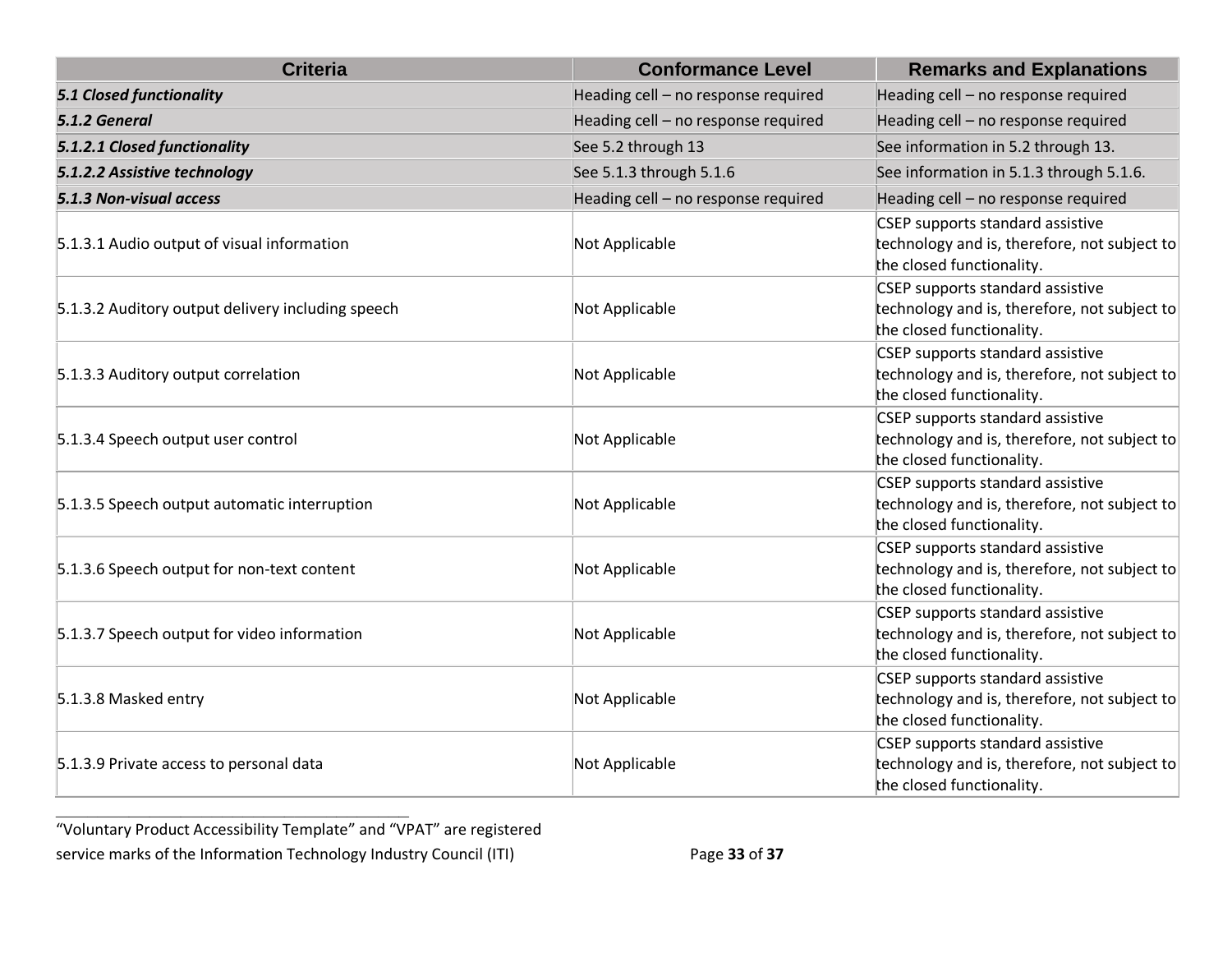| Criteria | Conformance Level | Remarks and Explanations |
| --- | --- | --- |
| ***5.1 Closed functionality*** | Heading cell – no response required | Heading cell – no response required |
| ***5.1.2 General*** | Heading cell – no response required | Heading cell – no response required |
| ***5.1.2.1 Closed functionality*** | See 5.2 through 13 | See information in 5.2 through 13. |
| ***5.1.2.2 Assistive technology*** | See 5.1.3 through 5.1.6 | See information in 5.1.3 through 5.1.6. |
| ***5.1.3 Non-visual access*** | Heading cell – no response required | Heading cell – no response required |
| 5.1.3.1 Audio output of visual information | Not Applicable | CSEP supports standard assistive technology and is, therefore, not subject to the closed functionality. |
| 5.1.3.2 Auditory output delivery including speech | Not Applicable | CSEP supports standard assistive technology and is, therefore, not subject to the closed functionality. |
| 5.1.3.3 Auditory output correlation | Not Applicable | CSEP supports standard assistive technology and is, therefore, not subject to the closed functionality. |
| 5.1.3.4 Speech output user control | Not Applicable | CSEP supports standard assistive technology and is, therefore, not subject to the closed functionality. |
| 5.1.3.5 Speech output automatic interruption | Not Applicable | CSEP supports standard assistive technology and is, therefore, not subject to the closed functionality. |
| 5.1.3.6 Speech output for non-text content | Not Applicable | CSEP supports standard assistive technology and is, therefore, not subject to the closed functionality. |
| 5.1.3.7 Speech output for video information | Not Applicable | CSEP supports standard assistive technology and is, therefore, not subject to the closed functionality. |
| 5.1.3.8 Masked entry | Not Applicable | CSEP supports standard assistive technology and is, therefore, not subject to the closed functionality. |
| 5.1.3.9 Private access to personal data | Not Applicable | CSEP supports standard assistive technology and is, therefore, not subject to the closed functionality. |

"Voluntary Product Accessibility Template" and "VPAT" are registered service marks of the Information Technology Industry Council (ITI)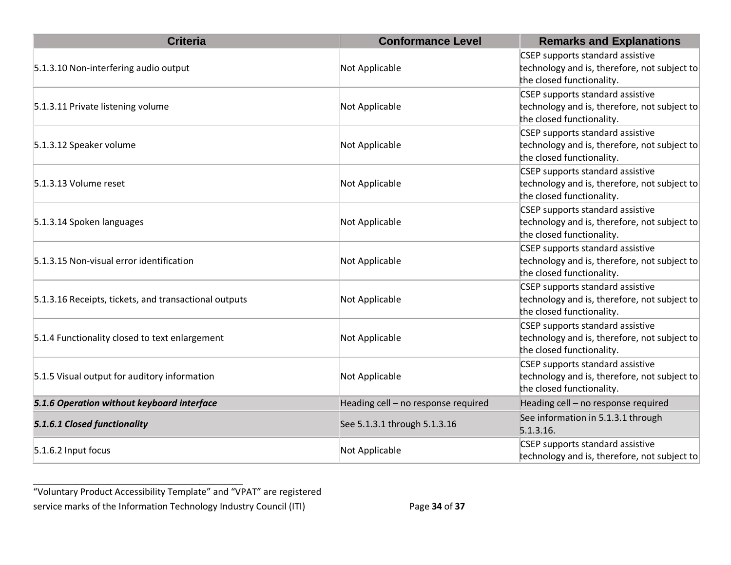| Criteria | Conformance Level | Remarks and Explanations |
| --- | --- | --- |
| 5.1.3.10 Non-interfering audio output | Not Applicable | CSEP supports standard assistive technology and is, therefore, not subject to the closed functionality. |
| 5.1.3.11 Private listening volume | Not Applicable | CSEP supports standard assistive technology and is, therefore, not subject to the closed functionality. |
| 5.1.3.12 Speaker volume | Not Applicable | CSEP supports standard assistive technology and is, therefore, not subject to the closed functionality. |
| 5.1.3.13 Volume reset | Not Applicable | CSEP supports standard assistive technology and is, therefore, not subject to the closed functionality. |
| 5.1.3.14 Spoken languages | Not Applicable | CSEP supports standard assistive technology and is, therefore, not subject to the closed functionality. |
| 5.1.3.15 Non-visual error identification | Not Applicable | CSEP supports standard assistive technology and is, therefore, not subject to the closed functionality. |
| 5.1.3.16 Receipts, tickets, and transactional outputs | Not Applicable | CSEP supports standard assistive technology and is, therefore, not subject to the closed functionality. |
| 5.1.4 Functionality closed to text enlargement | Not Applicable | CSEP supports standard assistive technology and is, therefore, not subject to the closed functionality. |
| 5.1.5 Visual output for auditory information | Not Applicable | CSEP supports standard assistive technology and is, therefore, not subject to the closed functionality. |
| ***5.1.6 Operation without keyboard interface*** | Heading cell – no response required | Heading cell – no response required |
| ***5.1.6.1 Closed functionality*** | See 5.1.3.1 through 5.1.3.16 | See information in 5.1.3.1 through 5.1.3.16. |
| 5.1.6.2 Input focus | Not Applicable | CSEP supports standard assistive technology and is, therefore, not subject to |

"Voluntary Product Accessibility Template" and "VPAT" are registered service marks of the Information Technology Industry Council (ITI)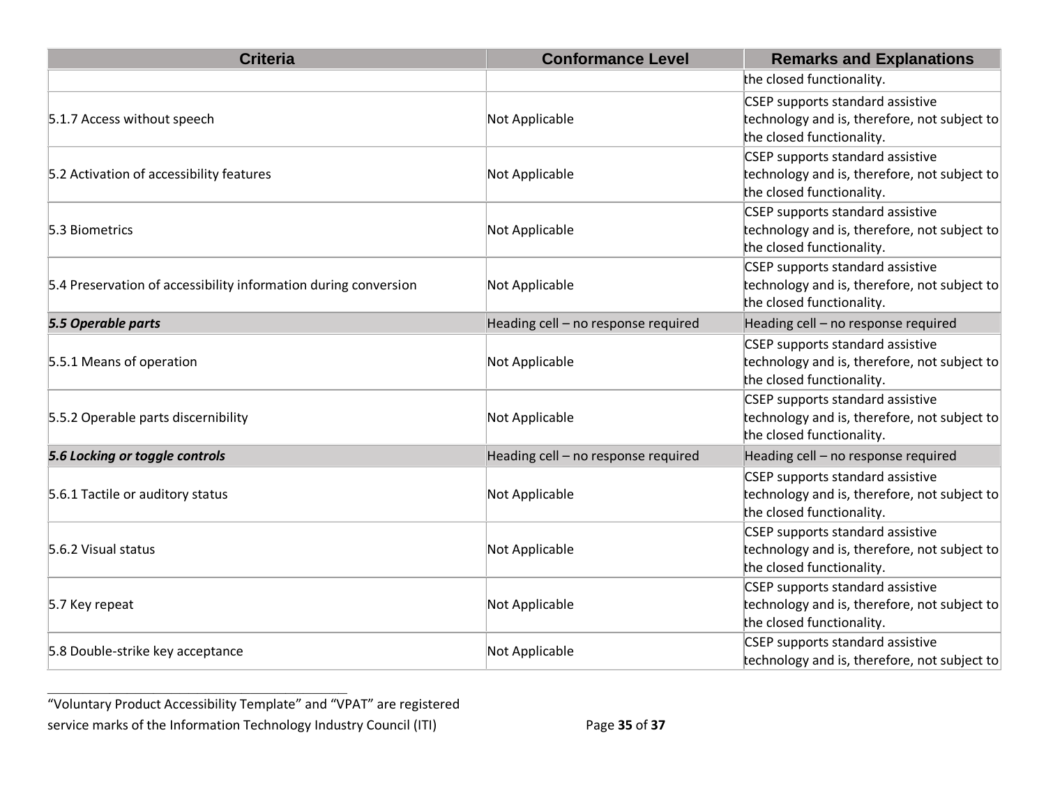| Criteria | Conformance Level | Remarks and Explanations |
|---|---|---|
| | | the closed functionality. |
| 5.1.7 Access without speech | Not Applicable | CSEP supports standard assistive technology and is, therefore, not subject to the closed functionality. |
| 5.2 Activation of accessibility features | Not Applicable | CSEP supports standard assistive technology and is, therefore, not subject to the closed functionality. |
| 5.3 Biometrics | Not Applicable | CSEP supports standard assistive technology and is, therefore, not subject to the closed functionality. |
| 5.4 Preservation of accessibility information during conversion | Not Applicable | CSEP supports standard assistive technology and is, therefore, not subject to the closed functionality. |
| ***5.5 Operable parts*** | Heading cell – no response required | Heading cell – no response required |
| 5.5.1 Means of operation | Not Applicable | CSEP supports standard assistive technology and is, therefore, not subject to the closed functionality. |
| 5.5.2 Operable parts discernibility | Not Applicable | CSEP supports standard assistive technology and is, therefore, not subject to the closed functionality. |
| ***5.6 Locking or toggle controls*** | Heading cell – no response required | Heading cell – no response required |
| 5.6.1 Tactile or auditory status | Not Applicable | CSEP supports standard assistive technology and is, therefore, not subject to the closed functionality. |
| 5.6.2 Visual status | Not Applicable | CSEP supports standard assistive technology and is, therefore, not subject to the closed functionality. |
| 5.7 Key repeat | Not Applicable | CSEP supports standard assistive technology and is, therefore, not subject to the closed functionality. |
| 5.8 Double-strike key acceptance | Not Applicable | CSEP supports standard assistive technology and is, therefore, not subject to |

"Voluntary Product Accessibility Template" and "VPAT" are registered service marks of the Information Technology Industry Council (ITI)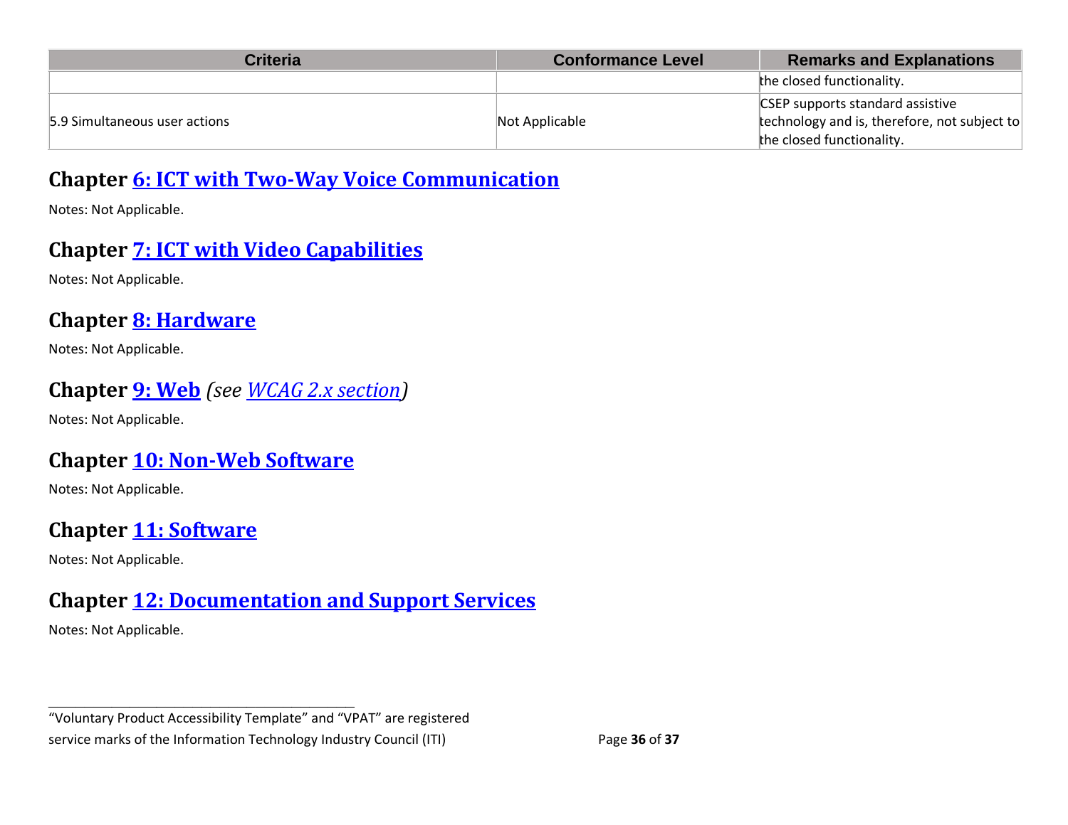| Criteria | Conformance Level | Remarks and Explanations |
| --- | --- | --- |
| | | the closed functionality. |
| 5.9 Simultaneous user actions | Not Applicable | CSEP supports standard assistive technology and is, therefore, not subject to the closed functionality. |

## Chapter [6: ICT with Two-Way Voice Communication]()

Notes: Not Applicable.

## Chapter [7: ICT with Video Capabilities]()

Notes: Not Applicable.

## Chapter [8: Hardware]()

Notes: Not Applicable.

## Chapter [9: Web]() *(see [WCAG 2.x section]())*

Notes: Not Applicable.

## Chapter [10: Non-Web Software]()

Notes: Not Applicable.

## Chapter [11: Software]()

Notes: Not Applicable.

## Chapter [12: Documentation and Support Services]()

Notes: Not Applicable.

"Voluntary Product Accessibility Template" and "VPAT" are registered service marks of the Information Technology Industry Council (ITI)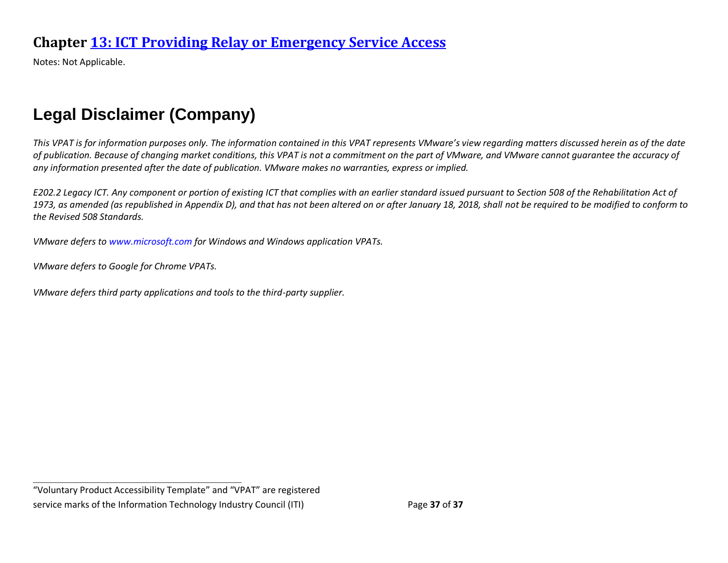## Chapter 13: ICT Providing Relay or Emergency Service Access

Notes: Not Applicable.

# Legal Disclaimer (Company)

*This VPAT is for information purposes only. The information contained in this VPAT represents VMware's view regarding matters discussed herein as of the date of publication. Because of changing market conditions, this VPAT is not a commitment on the part of VMware, and VMware cannot guarantee the accuracy of any information presented after the date of publication. VMware makes no warranties, express or implied.*

*E202.2 Legacy ICT. Any component or portion of existing ICT that complies with an earlier standard issued pursuant to Section 508 of the Rehabilitation Act of 1973, as amended (as republished in Appendix D), and that has not been altered on or after January 18, 2018, shall not be required to be modified to conform to the Revised 508 Standards.*

*VMware defers to www.microsoft.com for Windows and Windows application VPATs.*

*VMware defers to Google for Chrome VPATs.*

*VMware defers third party applications and tools to the third-party supplier.*

"Voluntary Product Accessibility Template" and "VPAT" are registered service marks of the Information Technology Industry Council (ITI)